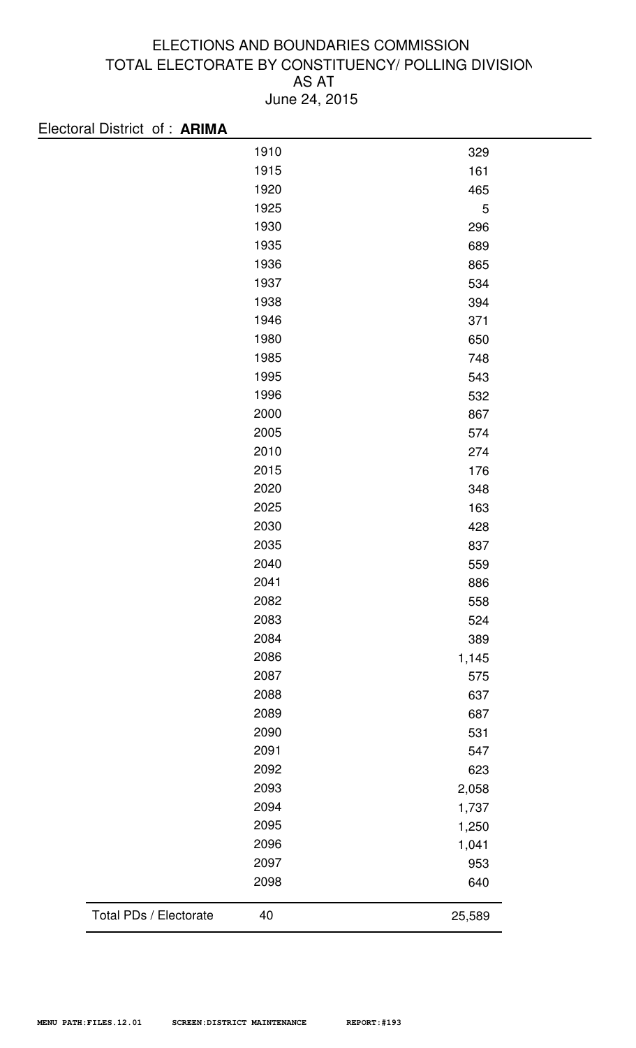# ELECTIONS AND BOUNDARIES COMMISSION
## TOTAL ELECTORATE BY CONSTITUENCY/ POLLING DIVISION
## AS AT
## June 24, 2015

Electoral District of : **ARIMA**

| | Polling Division | Electorate |
|---|---|---|
| | 1910 | 329 |
| | 1915 | 161 |
| | 1920 | 465 |
| | 1925 | 5 |
| | 1930 | 296 |
| | 1935 | 689 |
| | 1936 | 865 |
| | 1937 | 534 |
| | 1938 | 394 |
| | 1946 | 371 |
| | 1980 | 650 |
| | 1985 | 748 |
| | 1995 | 543 |
| | 1996 | 532 |
| | 2000 | 867 |
| | 2005 | 574 |
| | 2010 | 274 |
| | 2015 | 176 |
| | 2020 | 348 |
| | 2025 | 163 |
| | 2030 | 428 |
| | 2035 | 837 |
| | 2040 | 559 |
| | 2041 | 886 |
| | 2082 | 558 |
| | 2083 | 524 |
| | 2084 | 389 |
| | 2086 | 1,145 |
| | 2087 | 575 |
| | 2088 | 637 |
| | 2089 | 687 |
| | 2090 | 531 |
| | 2091 | 547 |
| | 2092 | 623 |
| | 2093 | 2,058 |
| | 2094 | 1,737 |
| | 2095 | 1,250 |
| | 2096 | 1,041 |
| | 2097 | 953 |
| | 2098 | 640 |
| Total PDs / Electorate | 40 | 25,589 |

MENU PATH:FILES.12.01 SCREEN:DISTRICT MAINTENANCE REPORT:#193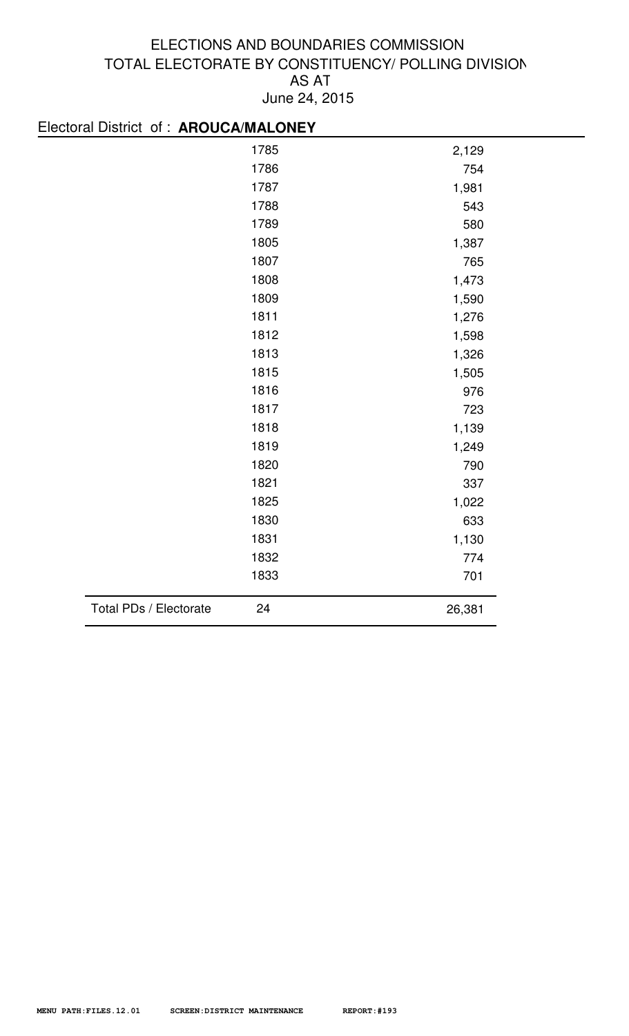ELECTIONS AND BOUNDARIES COMMISSION
TOTAL ELECTORATE BY CONSTITUENCY/ POLLING DIVISION
AS AT
June 24, 2015

Electoral District of : **AROUCA/MALONEY**

| | | |
|---|---|---|
| | 1785 | 2,129 |
| | 1786 | 754 |
| | 1787 | 1,981 |
| | 1788 | 543 |
| | 1789 | 580 |
| | 1805 | 1,387 |
| | 1807 | 765 |
| | 1808 | 1,473 |
| | 1809 | 1,590 |
| | 1811 | 1,276 |
| | 1812 | 1,598 |
| | 1813 | 1,326 |
| | 1815 | 1,505 |
| | 1816 | 976 |
| | 1817 | 723 |
| | 1818 | 1,139 |
| | 1819 | 1,249 |
| | 1820 | 790 |
| | 1821 | 337 |
| | 1825 | 1,022 |
| | 1830 | 633 |
| | 1831 | 1,130 |
| | 1832 | 774 |
| | 1833 | 701 |
| Total PDs / Electorate | 24 | 26,381 |

MENU PATH:FILES.12.01 SCREEN:DISTRICT MAINTENANCE REPORT:#193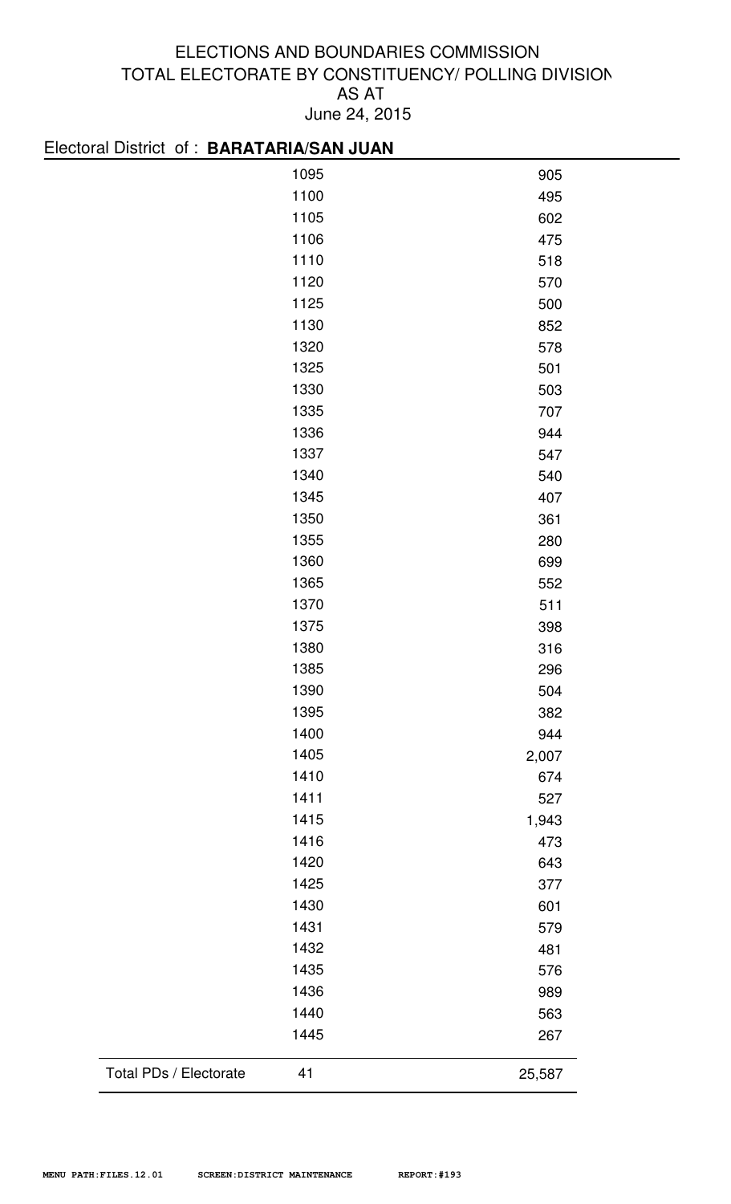# ELECTIONS AND BOUNDARIES COMMISSION
## TOTAL ELECTORATE BY CONSTITUENCY/ POLLING DIVISION
## AS AT
## June 24, 2015

Electoral District of : **BARATARIA/SAN JUAN**

| | Polling Division | Electorate |
|---|---|---|
| | 1095 | 905 |
| | 1100 | 495 |
| | 1105 | 602 |
| | 1106 | 475 |
| | 1110 | 518 |
| | 1120 | 570 |
| | 1125 | 500 |
| | 1130 | 852 |
| | 1320 | 578 |
| | 1325 | 501 |
| | 1330 | 503 |
| | 1335 | 707 |
| | 1336 | 944 |
| | 1337 | 547 |
| | 1340 | 540 |
| | 1345 | 407 |
| | 1350 | 361 |
| | 1355 | 280 |
| | 1360 | 699 |
| | 1365 | 552 |
| | 1370 | 511 |
| | 1375 | 398 |
| | 1380 | 316 |
| | 1385 | 296 |
| | 1390 | 504 |
| | 1395 | 382 |
| | 1400 | 944 |
| | 1405 | 2,007 |
| | 1410 | 674 |
| | 1411 | 527 |
| | 1415 | 1,943 |
| | 1416 | 473 |
| | 1420 | 643 |
| | 1425 | 377 |
| | 1430 | 601 |
| | 1431 | 579 |
| | 1432 | 481 |
| | 1435 | 576 |
| | 1436 | 989 |
| | 1440 | 563 |
| | 1445 | 267 |
| Total PDs / Electorate | 41 | 25,587 |

MENU PATH:FILES.12.01 SCREEN:DISTRICT MAINTENANCE REPORT:#193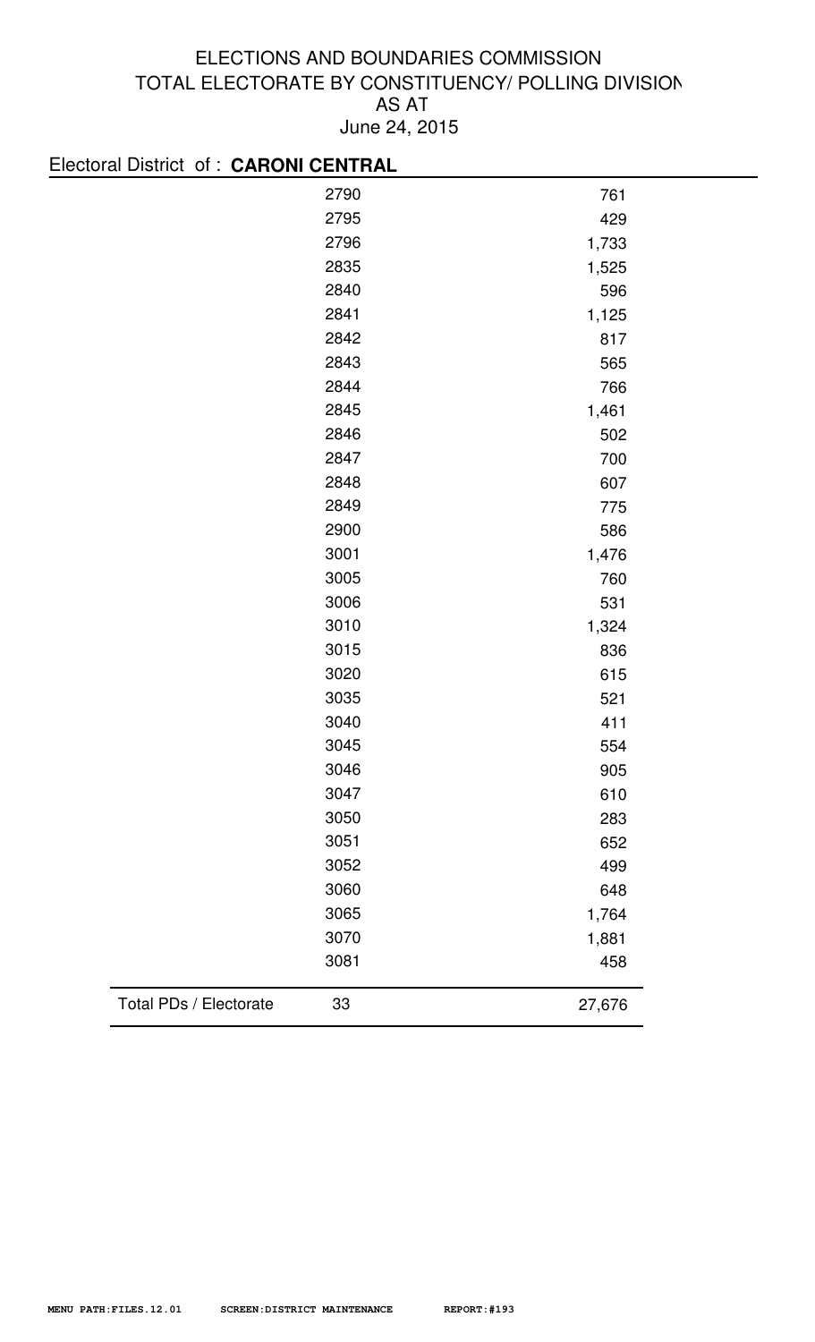ELECTIONS AND BOUNDARIES COMMISSION

TOTAL ELECTORATE BY CONSTITUENCY/ POLLING DIVISION

AS AT

June 24, 2015

Electoral District of : **CARONI CENTRAL**

| | Polling Division | Electorate |
|---|---|---|
| | 2790 | 761 |
| | 2795 | 429 |
| | 2796 | 1,733 |
| | 2835 | 1,525 |
| | 2840 | 596 |
| | 2841 | 1,125 |
| | 2842 | 817 |
| | 2843 | 565 |
| | 2844 | 766 |
| | 2845 | 1,461 |
| | 2846 | 502 |
| | 2847 | 700 |
| | 2848 | 607 |
| | 2849 | 775 |
| | 2900 | 586 |
| | 3001 | 1,476 |
| | 3005 | 760 |
| | 3006 | 531 |
| | 3010 | 1,324 |
| | 3015 | 836 |
| | 3020 | 615 |
| | 3035 | 521 |
| | 3040 | 411 |
| | 3045 | 554 |
| | 3046 | 905 |
| | 3047 | 610 |
| | 3050 | 283 |
| | 3051 | 652 |
| | 3052 | 499 |
| | 3060 | 648 |
| | 3065 | 1,764 |
| | 3070 | 1,881 |
| | 3081 | 458 |
| Total PDs / Electorate | 33 | 27,676 |

MENU PATH:FILES.12.01 SCREEN:DISTRICT MAINTENANCE REPORT:#193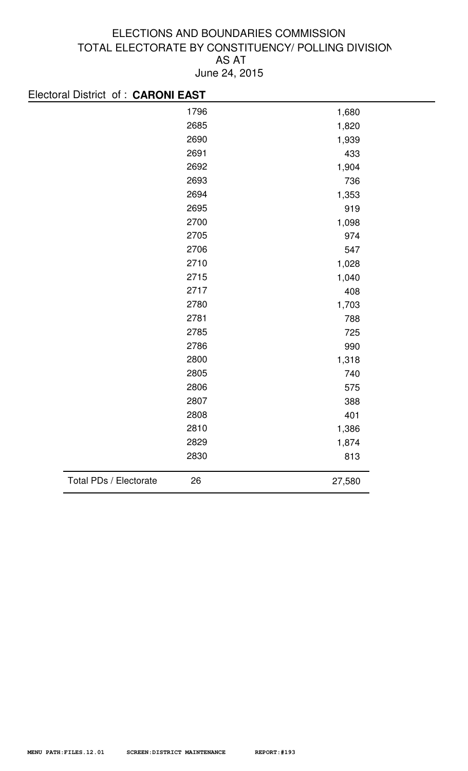# ELECTIONS AND BOUNDARIES COMMISSION
## TOTAL ELECTORATE BY CONSTITUENCY/ POLLING DIVISION
## AS AT
## June 24, 2015

Electoral District of : **CARONI EAST**

| | Polling Division | Electorate |
|---|---|---|
| | 1796 | 1,680 |
| | 2685 | 1,820 |
| | 2690 | 1,939 |
| | 2691 | 433 |
| | 2692 | 1,904 |
| | 2693 | 736 |
| | 2694 | 1,353 |
| | 2695 | 919 |
| | 2700 | 1,098 |
| | 2705 | 974 |
| | 2706 | 547 |
| | 2710 | 1,028 |
| | 2715 | 1,040 |
| | 2717 | 408 |
| | 2780 | 1,703 |
| | 2781 | 788 |
| | 2785 | 725 |
| | 2786 | 990 |
| | 2800 | 1,318 |
| | 2805 | 740 |
| | 2806 | 575 |
| | 2807 | 388 |
| | 2808 | 401 |
| | 2810 | 1,386 |
| | 2829 | 1,874 |
| | 2830 | 813 |
| Total PDs / Electorate | 26 | 27,580 |

MENU PATH:FILES.12.01 SCREEN:DISTRICT MAINTENANCE REPORT:#193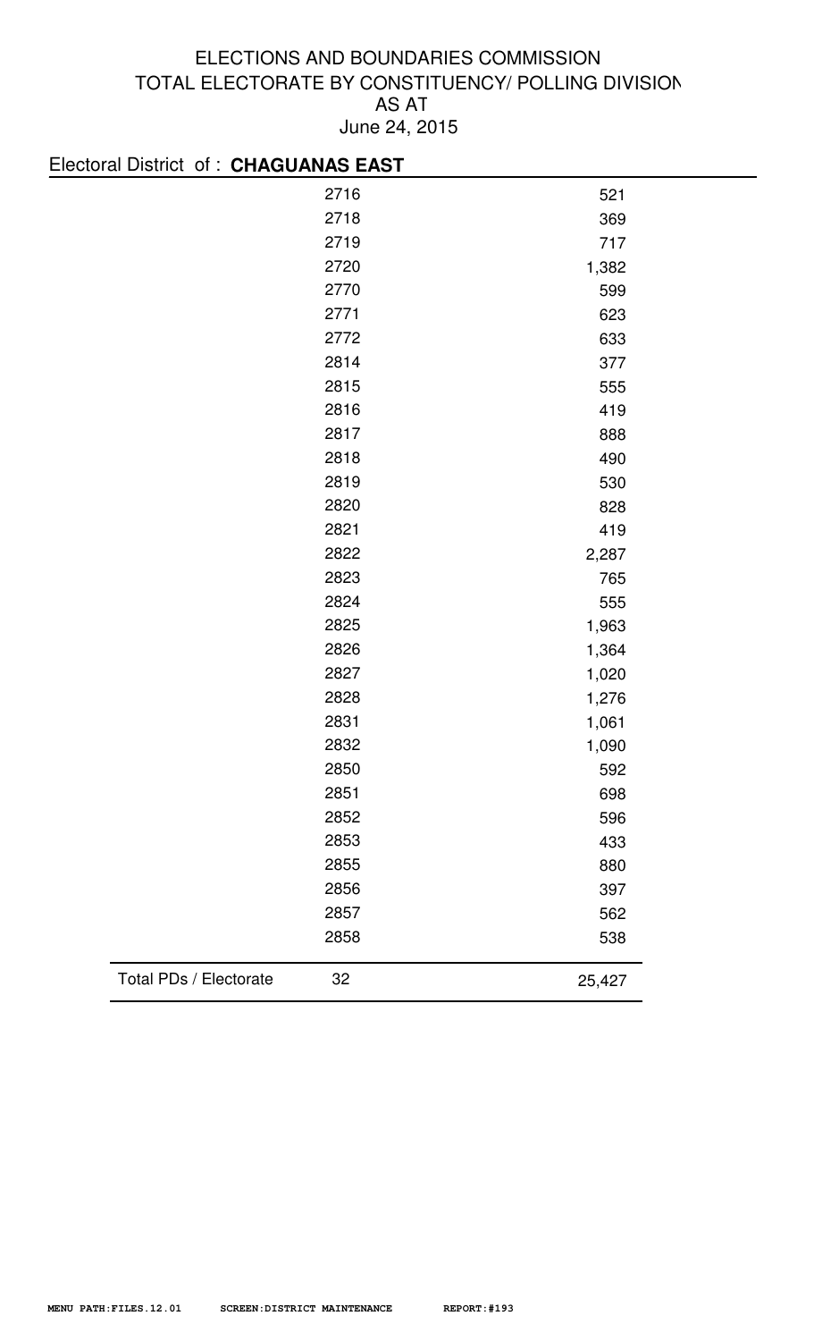# ELECTIONS AND BOUNDARIES COMMISSION
## TOTAL ELECTORATE BY CONSTITUENCY/ POLLING DIVISION
## AS AT
## June 24, 2015

Electoral District of : **CHAGUANAS EAST**

| | Polling Division | Electorate |
|---|---|---|
| | 2716 | 521 |
| | 2718 | 369 |
| | 2719 | 717 |
| | 2720 | 1,382 |
| | 2770 | 599 |
| | 2771 | 623 |
| | 2772 | 633 |
| | 2814 | 377 |
| | 2815 | 555 |
| | 2816 | 419 |
| | 2817 | 888 |
| | 2818 | 490 |
| | 2819 | 530 |
| | 2820 | 828 |
| | 2821 | 419 |
| | 2822 | 2,287 |
| | 2823 | 765 |
| | 2824 | 555 |
| | 2825 | 1,963 |
| | 2826 | 1,364 |
| | 2827 | 1,020 |
| | 2828 | 1,276 |
| | 2831 | 1,061 |
| | 2832 | 1,090 |
| | 2850 | 592 |
| | 2851 | 698 |
| | 2852 | 596 |
| | 2853 | 433 |
| | 2855 | 880 |
| | 2856 | 397 |
| | 2857 | 562 |
| | 2858 | 538 |
| Total PDs / Electorate | 32 | 25,427 |

MENU PATH:FILES.12.01 SCREEN:DISTRICT MAINTENANCE REPORT:#193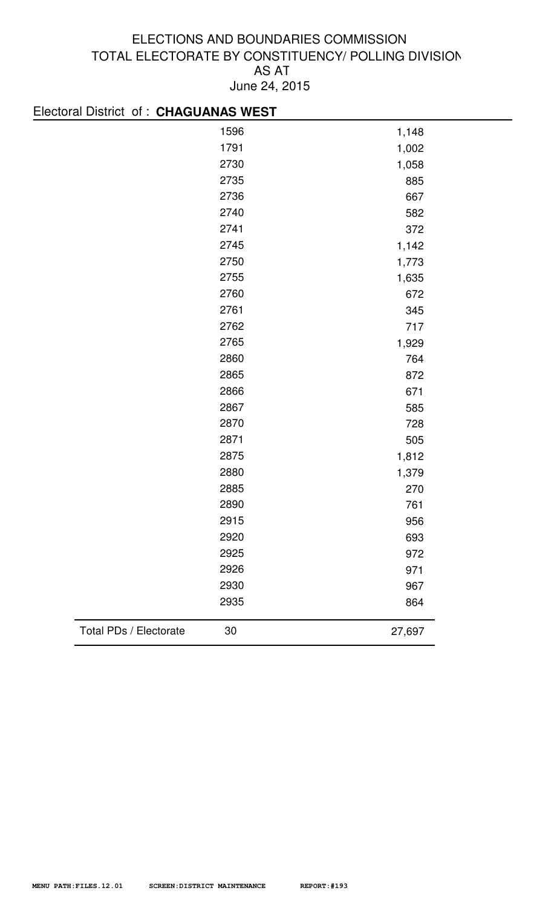# ELECTIONS AND BOUNDARIES COMMISSION
## TOTAL ELECTORATE BY CONSTITUENCY/ POLLING DIVISION
### AS AT
### June 24, 2015

Electoral District of : **CHAGUANAS WEST**

| | Polling Division | Electorate |
|---|---|---|
| | 1596 | 1,148 |
| | 1791 | 1,002 |
| | 2730 | 1,058 |
| | 2735 | 885 |
| | 2736 | 667 |
| | 2740 | 582 |
| | 2741 | 372 |
| | 2745 | 1,142 |
| | 2750 | 1,773 |
| | 2755 | 1,635 |
| | 2760 | 672 |
| | 2761 | 345 |
| | 2762 | 717 |
| | 2765 | 1,929 |
| | 2860 | 764 |
| | 2865 | 872 |
| | 2866 | 671 |
| | 2867 | 585 |
| | 2870 | 728 |
| | 2871 | 505 |
| | 2875 | 1,812 |
| | 2880 | 1,379 |
| | 2885 | 270 |
| | 2890 | 761 |
| | 2915 | 956 |
| | 2920 | 693 |
| | 2925 | 972 |
| | 2926 | 971 |
| | 2930 | 967 |
| | 2935 | 864 |
| Total PDs / Electorate | 30 | 27,697 |

MENU PATH:FILES.12.01 SCREEN:DISTRICT MAINTENANCE REPORT:#193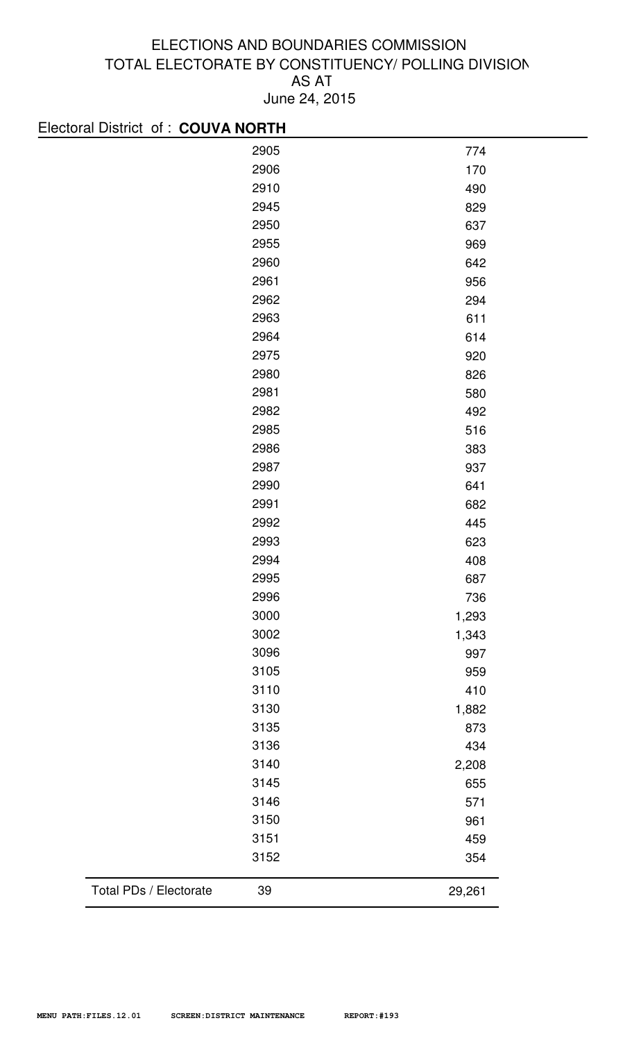ELECTIONS AND BOUNDARIES COMMISSION
TOTAL ELECTORATE BY CONSTITUENCY/ POLLING DIVISION
AS AT
June 24, 2015

Electoral District of : **COUVA NORTH**

| | Polling Division | Electorate |
|---|---|---|
| | 2905 | 774 |
| | 2906 | 170 |
| | 2910 | 490 |
| | 2945 | 829 |
| | 2950 | 637 |
| | 2955 | 969 |
| | 2960 | 642 |
| | 2961 | 956 |
| | 2962 | 294 |
| | 2963 | 611 |
| | 2964 | 614 |
| | 2975 | 920 |
| | 2980 | 826 |
| | 2981 | 580 |
| | 2982 | 492 |
| | 2985 | 516 |
| | 2986 | 383 |
| | 2987 | 937 |
| | 2990 | 641 |
| | 2991 | 682 |
| | 2992 | 445 |
| | 2993 | 623 |
| | 2994 | 408 |
| | 2995 | 687 |
| | 2996 | 736 |
| | 3000 | 1,293 |
| | 3002 | 1,343 |
| | 3096 | 997 |
| | 3105 | 959 |
| | 3110 | 410 |
| | 3130 | 1,882 |
| | 3135 | 873 |
| | 3136 | 434 |
| | 3140 | 2,208 |
| | 3145 | 655 |
| | 3146 | 571 |
| | 3150 | 961 |
| | 3151 | 459 |
| | 3152 | 354 |
| Total PDs / Electorate | 39 | 29,261 |

MENU PATH:FILES.12.01 SCREEN:DISTRICT MAINTENANCE REPORT:#193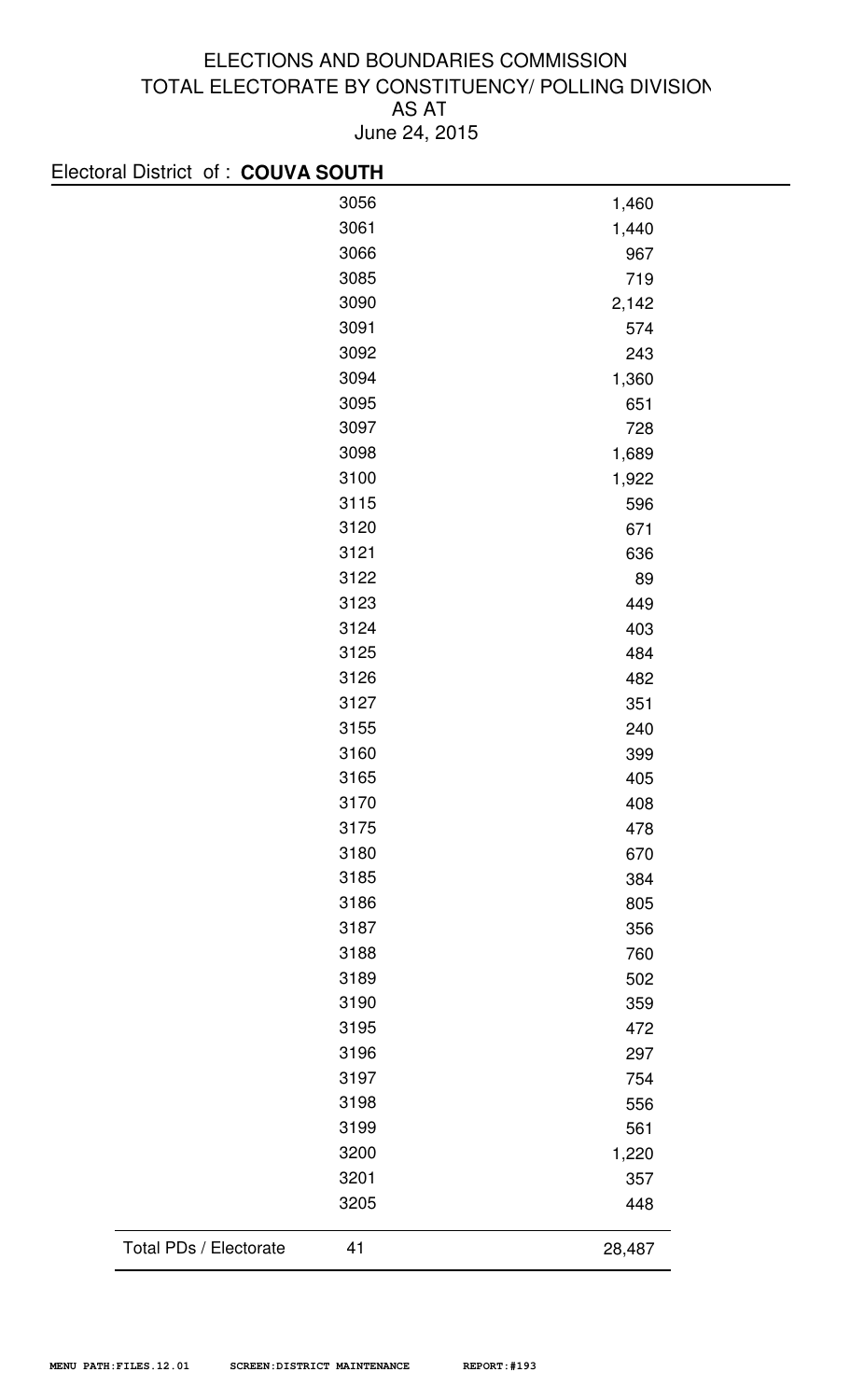# ELECTIONS AND BOUNDARIES COMMISSION
## TOTAL ELECTORATE BY CONSTITUENCY/ POLLING DIVISION
### AS AT
### June 24, 2015

Electoral District of : **COUVA SOUTH**

| | Polling Division | Electorate |
|---|---|---|
| | 3056 | 1,460 |
| | 3061 | 1,440 |
| | 3066 | 967 |
| | 3085 | 719 |
| | 3090 | 2,142 |
| | 3091 | 574 |
| | 3092 | 243 |
| | 3094 | 1,360 |
| | 3095 | 651 |
| | 3097 | 728 |
| | 3098 | 1,689 |
| | 3100 | 1,922 |
| | 3115 | 596 |
| | 3120 | 671 |
| | 3121 | 636 |
| | 3122 | 89 |
| | 3123 | 449 |
| | 3124 | 403 |
| | 3125 | 484 |
| | 3126 | 482 |
| | 3127 | 351 |
| | 3155 | 240 |
| | 3160 | 399 |
| | 3165 | 405 |
| | 3170 | 408 |
| | 3175 | 478 |
| | 3180 | 670 |
| | 3185 | 384 |
| | 3186 | 805 |
| | 3187 | 356 |
| | 3188 | 760 |
| | 3189 | 502 |
| | 3190 | 359 |
| | 3195 | 472 |
| | 3196 | 297 |
| | 3197 | 754 |
| | 3198 | 556 |
| | 3199 | 561 |
| | 3200 | 1,220 |
| | 3201 | 357 |
| | 3205 | 448 |
| Total PDs / Electorate | 41 | 28,487 |

MENU PATH:FILES.12.01 SCREEN:DISTRICT MAINTENANCE REPORT:#193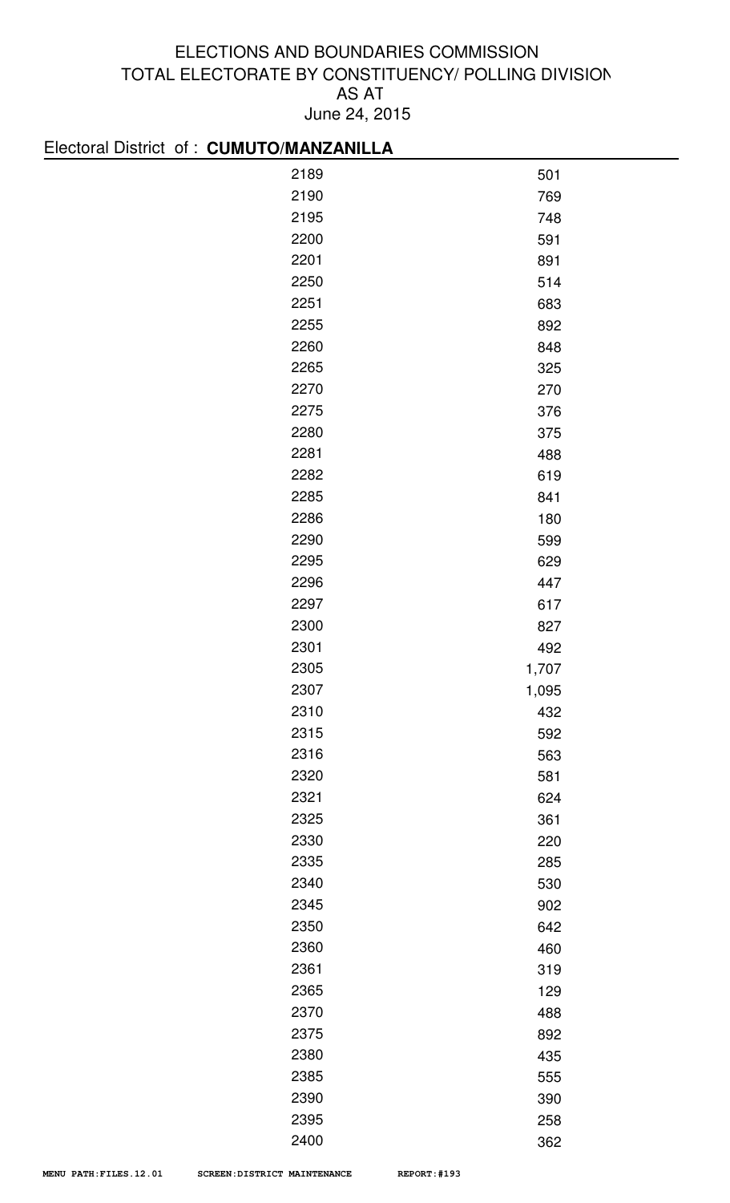ELECTIONS AND BOUNDARIES COMMISSION
TOTAL ELECTORATE BY CONSTITUENCY/ POLLING DIVISION
AS AT
June 24, 2015

Electoral District of : **CUMUTO/MANZANILLA**

| | |
|---|---|
| 2189 | 501 |
| 2190 | 769 |
| 2195 | 748 |
| 2200 | 591 |
| 2201 | 891 |
| 2250 | 514 |
| 2251 | 683 |
| 2255 | 892 |
| 2260 | 848 |
| 2265 | 325 |
| 2270 | 270 |
| 2275 | 376 |
| 2280 | 375 |
| 2281 | 488 |
| 2282 | 619 |
| 2285 | 841 |
| 2286 | 180 |
| 2290 | 599 |
| 2295 | 629 |
| 2296 | 447 |
| 2297 | 617 |
| 2300 | 827 |
| 2301 | 492 |
| 2305 | 1,707 |
| 2307 | 1,095 |
| 2310 | 432 |
| 2315 | 592 |
| 2316 | 563 |
| 2320 | 581 |
| 2321 | 624 |
| 2325 | 361 |
| 2330 | 220 |
| 2335 | 285 |
| 2340 | 530 |
| 2345 | 902 |
| 2350 | 642 |
| 2360 | 460 |
| 2361 | 319 |
| 2365 | 129 |
| 2370 | 488 |
| 2375 | 892 |
| 2380 | 435 |
| 2385 | 555 |
| 2390 | 390 |
| 2395 | 258 |
| 2400 | 362 |

MENU PATH:FILES.12.01 SCREEN:DISTRICT MAINTENANCE REPORT:#193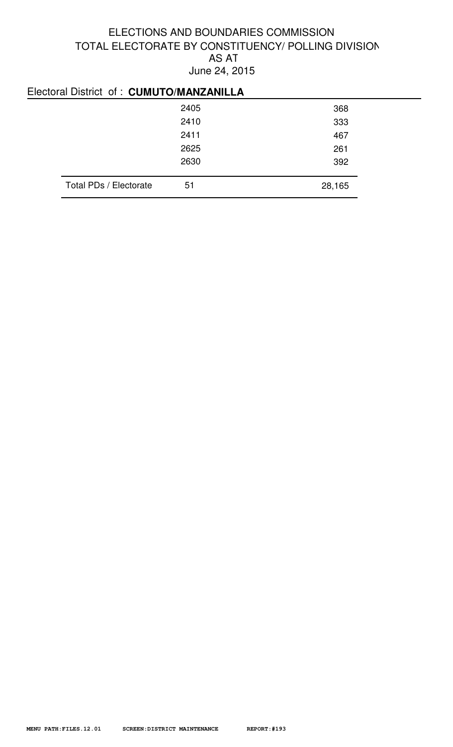# ELECTIONS AND BOUNDARIES COMMISSION
## TOTAL ELECTORATE BY CONSTITUENCY/ POLLING DIVISION
## AS AT
## June 24, 2015

Electoral District of : **CUMUTO/MANZANILLA**

| | | |
|---|---|---|
| | 2405 | 368 |
| | 2410 | 333 |
| | 2411 | 467 |
| | 2625 | 261 |
| | 2630 | 392 |
| Total PDs / Electorate | 51 | 28,165 |

MENU PATH:FILES.12.01 SCREEN:DISTRICT MAINTENANCE REPORT:#193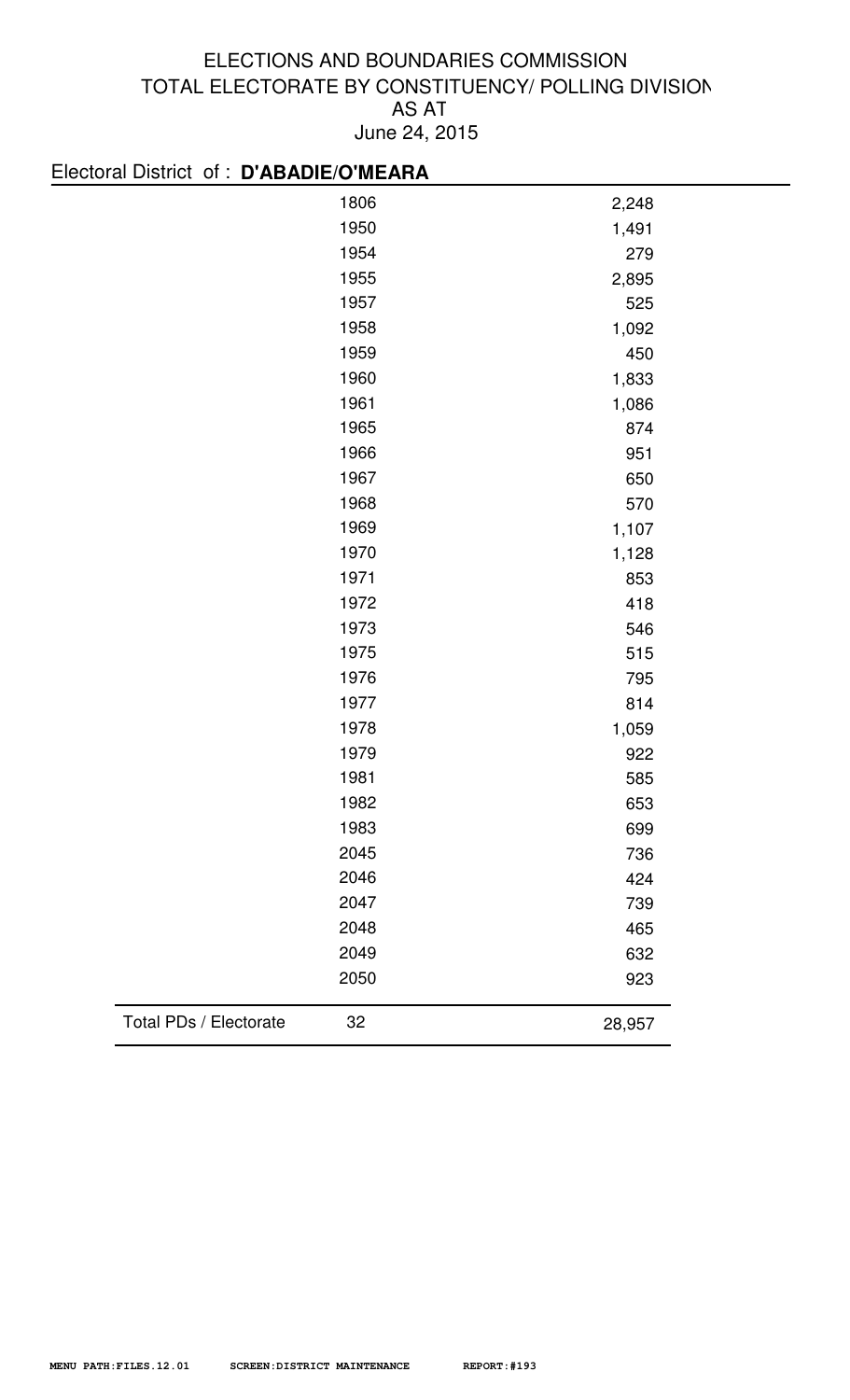# ELECTIONS AND BOUNDARIES COMMISSION
## TOTAL ELECTORATE BY CONSTITUENCY/ POLLING DIVISION
### AS AT
### June 24, 2015

Electoral District of : **D'ABADIE/O'MEARA**

| | Polling Division | Electorate |
|---|---|---|
| | 1806 | 2,248 |
| | 1950 | 1,491 |
| | 1954 | 279 |
| | 1955 | 2,895 |
| | 1957 | 525 |
| | 1958 | 1,092 |
| | 1959 | 450 |
| | 1960 | 1,833 |
| | 1961 | 1,086 |
| | 1965 | 874 |
| | 1966 | 951 |
| | 1967 | 650 |
| | 1968 | 570 |
| | 1969 | 1,107 |
| | 1970 | 1,128 |
| | 1971 | 853 |
| | 1972 | 418 |
| | 1973 | 546 |
| | 1975 | 515 |
| | 1976 | 795 |
| | 1977 | 814 |
| | 1978 | 1,059 |
| | 1979 | 922 |
| | 1981 | 585 |
| | 1982 | 653 |
| | 1983 | 699 |
| | 2045 | 736 |
| | 2046 | 424 |
| | 2047 | 739 |
| | 2048 | 465 |
| | 2049 | 632 |
| | 2050 | 923 |
| Total PDs / Electorate | 32 | 28,957 |

MENU PATH:FILES.12.01 SCREEN:DISTRICT MAINTENANCE REPORT:#193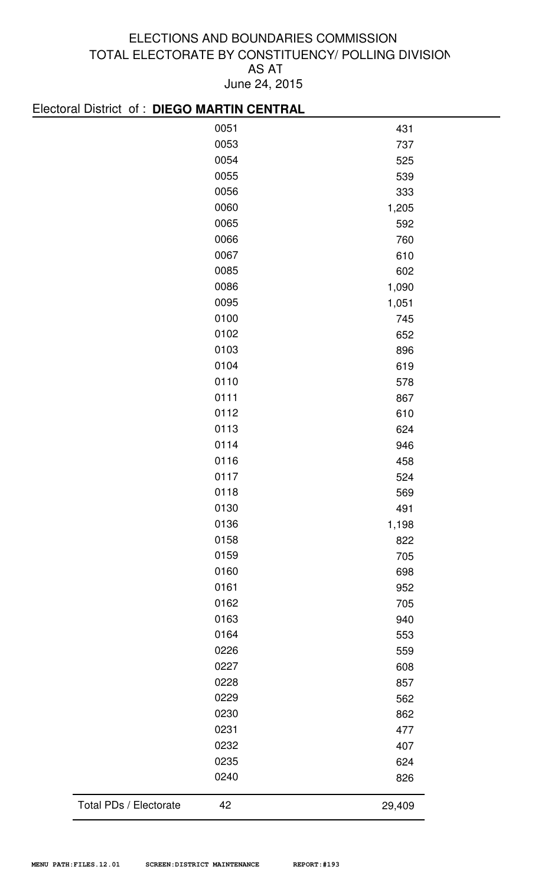# ELECTIONS AND BOUNDARIES COMMISSION
## TOTAL ELECTORATE BY CONSTITUENCY/ POLLING DIVISION
### AS AT
### June 24, 2015

Electoral District of : **DIEGO MARTIN CENTRAL**

| | Polling Division | Electorate |
|---|---|---|
| | 0051 | 431 |
| | 0053 | 737 |
| | 0054 | 525 |
| | 0055 | 539 |
| | 0056 | 333 |
| | 0060 | 1,205 |
| | 0065 | 592 |
| | 0066 | 760 |
| | 0067 | 610 |
| | 0085 | 602 |
| | 0086 | 1,090 |
| | 0095 | 1,051 |
| | 0100 | 745 |
| | 0102 | 652 |
| | 0103 | 896 |
| | 0104 | 619 |
| | 0110 | 578 |
| | 0111 | 867 |
| | 0112 | 610 |
| | 0113 | 624 |
| | 0114 | 946 |
| | 0116 | 458 |
| | 0117 | 524 |
| | 0118 | 569 |
| | 0130 | 491 |
| | 0136 | 1,198 |
| | 0158 | 822 |
| | 0159 | 705 |
| | 0160 | 698 |
| | 0161 | 952 |
| | 0162 | 705 |
| | 0163 | 940 |
| | 0164 | 553 |
| | 0226 | 559 |
| | 0227 | 608 |
| | 0228 | 857 |
| | 0229 | 562 |
| | 0230 | 862 |
| | 0231 | 477 |
| | 0232 | 407 |
| | 0235 | 624 |
| | 0240 | 826 |
| Total PDs / Electorate | 42 | 29,409 |

MENU PATH:FILES.12.01 SCREEN:DISTRICT MAINTENANCE REPORT:#193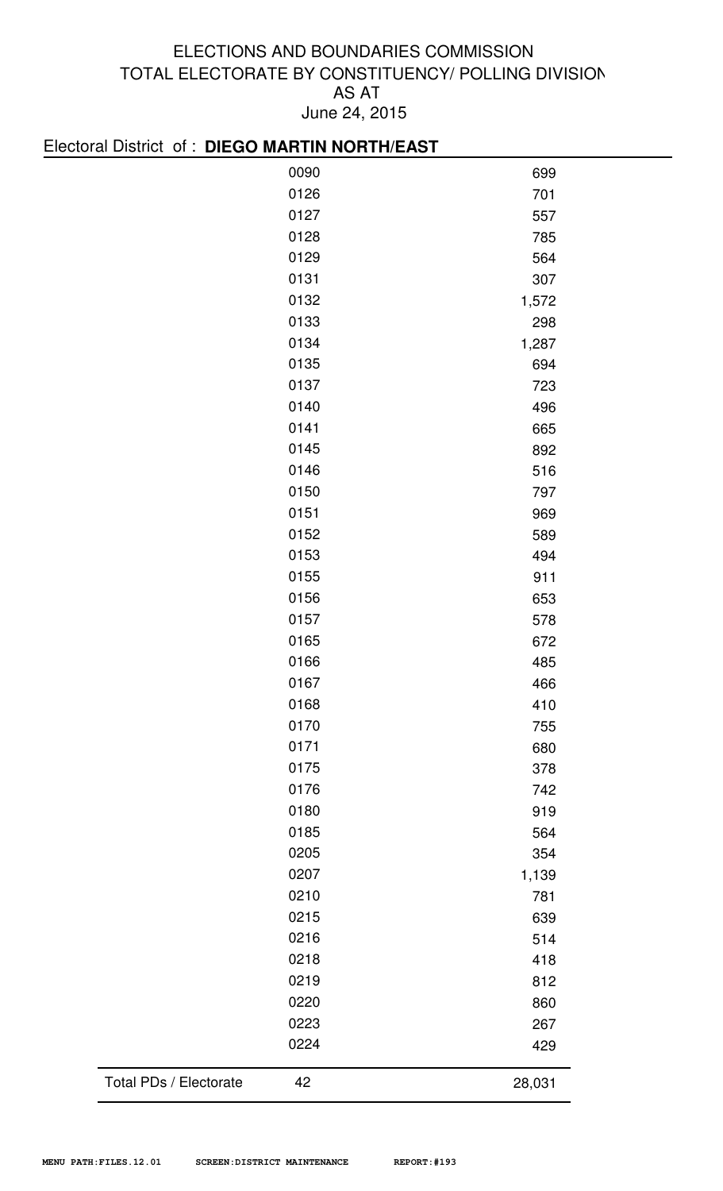ELECTIONS AND BOUNDARIES COMMISSION
TOTAL ELECTORATE BY CONSTITUENCY/ POLLING DIVISION
AS AT
June 24, 2015

Electoral District of : **DIEGO MARTIN NORTH/EAST**

| | Polling Division | Electorate |
|---|---|---|
| | 0090 | 699 |
| | 0126 | 701 |
| | 0127 | 557 |
| | 0128 | 785 |
| | 0129 | 564 |
| | 0131 | 307 |
| | 0132 | 1,572 |
| | 0133 | 298 |
| | 0134 | 1,287 |
| | 0135 | 694 |
| | 0137 | 723 |
| | 0140 | 496 |
| | 0141 | 665 |
| | 0145 | 892 |
| | 0146 | 516 |
| | 0150 | 797 |
| | 0151 | 969 |
| | 0152 | 589 |
| | 0153 | 494 |
| | 0155 | 911 |
| | 0156 | 653 |
| | 0157 | 578 |
| | 0165 | 672 |
| | 0166 | 485 |
| | 0167 | 466 |
| | 0168 | 410 |
| | 0170 | 755 |
| | 0171 | 680 |
| | 0175 | 378 |
| | 0176 | 742 |
| | 0180 | 919 |
| | 0185 | 564 |
| | 0205 | 354 |
| | 0207 | 1,139 |
| | 0210 | 781 |
| | 0215 | 639 |
| | 0216 | 514 |
| | 0218 | 418 |
| | 0219 | 812 |
| | 0220 | 860 |
| | 0223 | 267 |
| | 0224 | 429 |
| Total PDs / Electorate | 42 | 28,031 |

MENU PATH:FILES.12.01 SCREEN:DISTRICT MAINTENANCE REPORT:#193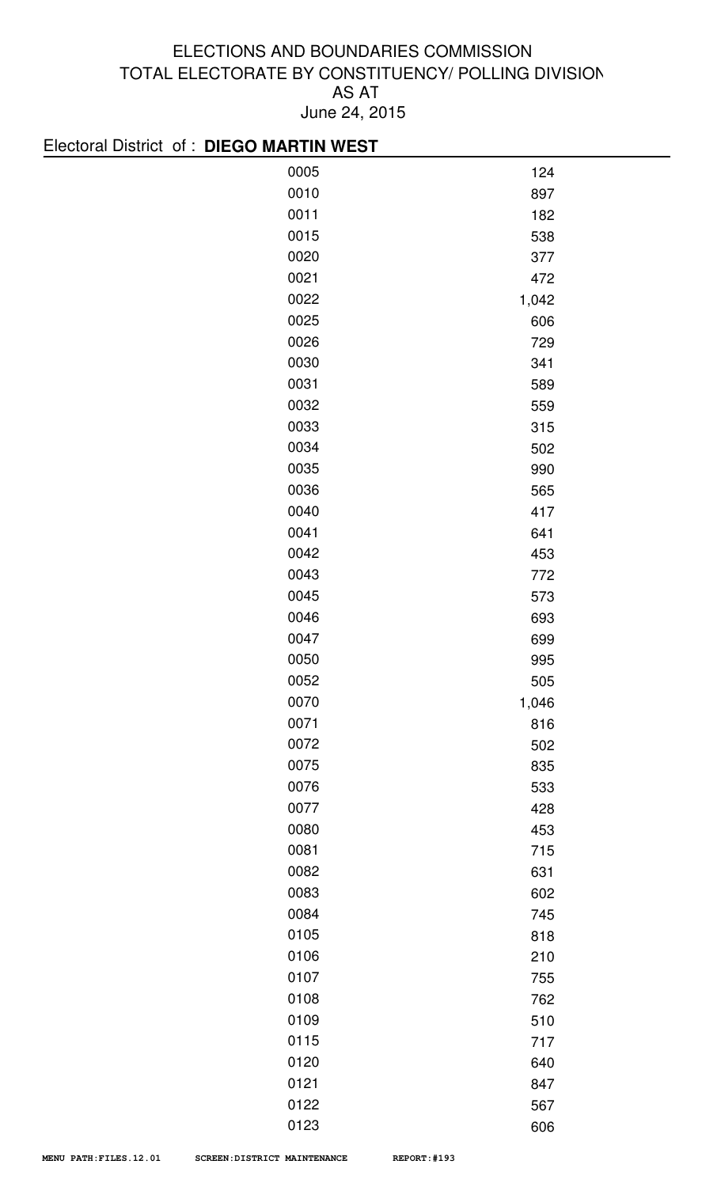# ELECTIONS AND BOUNDARIES COMMISSION
## TOTAL ELECTORATE BY CONSTITUENCY/ POLLING DIVISION
## AS AT
## June 24, 2015

Electoral District of : **DIEGO MARTIN WEST**

| | |
|---|---|
| 0005 | 124 |
| 0010 | 897 |
| 0011 | 182 |
| 0015 | 538 |
| 0020 | 377 |
| 0021 | 472 |
| 0022 | 1,042 |
| 0025 | 606 |
| 0026 | 729 |
| 0030 | 341 |
| 0031 | 589 |
| 0032 | 559 |
| 0033 | 315 |
| 0034 | 502 |
| 0035 | 990 |
| 0036 | 565 |
| 0040 | 417 |
| 0041 | 641 |
| 0042 | 453 |
| 0043 | 772 |
| 0045 | 573 |
| 0046 | 693 |
| 0047 | 699 |
| 0050 | 995 |
| 0052 | 505 |
| 0070 | 1,046 |
| 0071 | 816 |
| 0072 | 502 |
| 0075 | 835 |
| 0076 | 533 |
| 0077 | 428 |
| 0080 | 453 |
| 0081 | 715 |
| 0082 | 631 |
| 0083 | 602 |
| 0084 | 745 |
| 0105 | 818 |
| 0106 | 210 |
| 0107 | 755 |
| 0108 | 762 |
| 0109 | 510 |
| 0115 | 717 |
| 0120 | 640 |
| 0121 | 847 |
| 0122 | 567 |
| 0123 | 606 |

MENU PATH:FILES.12.01 SCREEN:DISTRICT MAINTENANCE REPORT:#193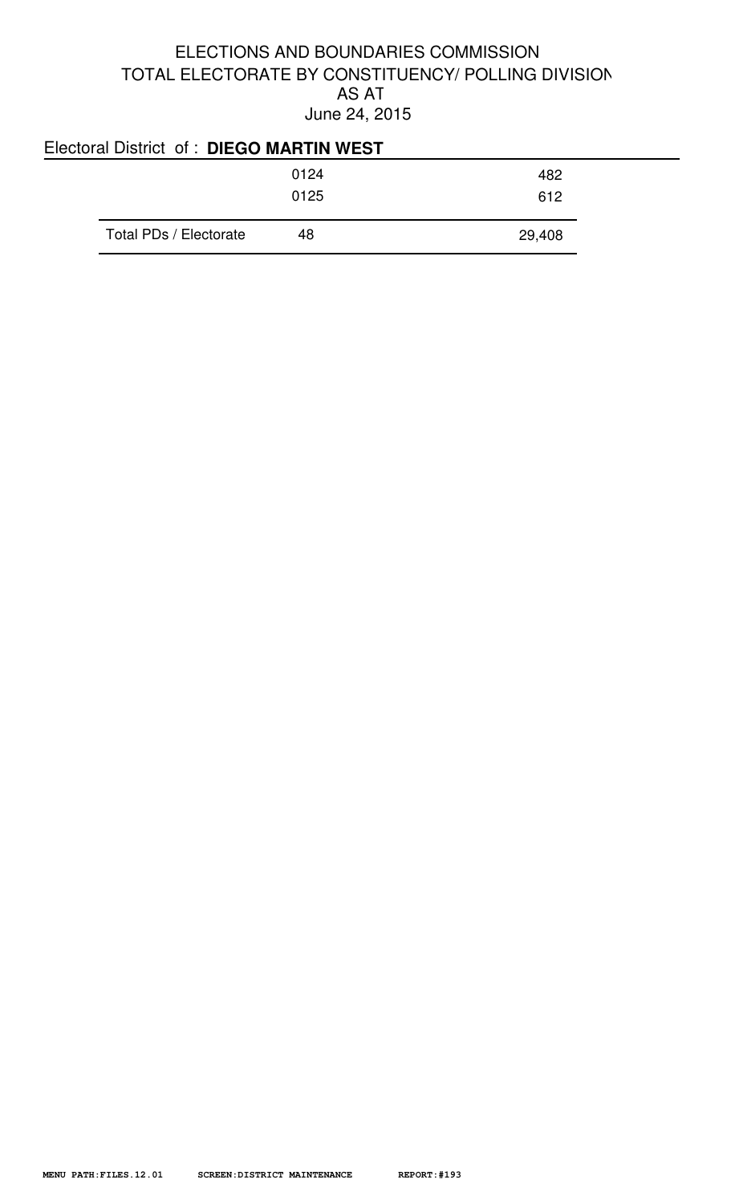# ELECTIONS AND BOUNDARIES COMMISSION
## TOTAL ELECTORATE BY CONSTITUENCY/ POLLING DIVISION
## AS AT
## June 24, 2015

Electoral District of : **DIEGO MARTIN WEST**

| | | |
|---|---|---|
| | 0124 | 482 |
| | 0125 | 612 |
| Total PDs / Electorate | 48 | 29,408 |

MENU PATH:FILES.12.01 SCREEN:DISTRICT MAINTENANCE REPORT:#193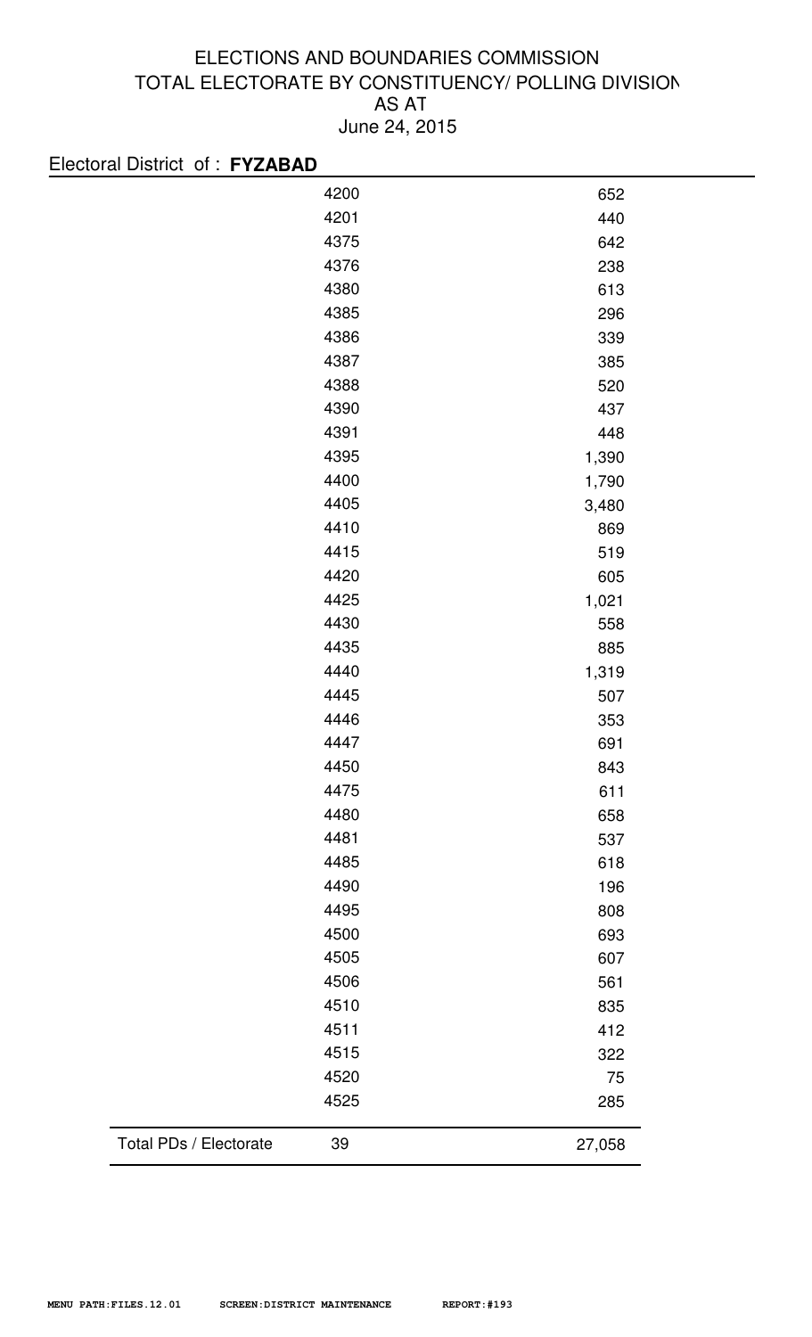# ELECTIONS AND BOUNDARIES COMMISSION
## TOTAL ELECTORATE BY CONSTITUENCY/ POLLING DIVISION
### AS AT
### June 24, 2015

Electoral District of : **FYZABAD**

| | | |
|---|---|---|
| | 4200 | 652 |
| | 4201 | 440 |
| | 4375 | 642 |
| | 4376 | 238 |
| | 4380 | 613 |
| | 4385 | 296 |
| | 4386 | 339 |
| | 4387 | 385 |
| | 4388 | 520 |
| | 4390 | 437 |
| | 4391 | 448 |
| | 4395 | 1,390 |
| | 4400 | 1,790 |
| | 4405 | 3,480 |
| | 4410 | 869 |
| | 4415 | 519 |
| | 4420 | 605 |
| | 4425 | 1,021 |
| | 4430 | 558 |
| | 4435 | 885 |
| | 4440 | 1,319 |
| | 4445 | 507 |
| | 4446 | 353 |
| | 4447 | 691 |
| | 4450 | 843 |
| | 4475 | 611 |
| | 4480 | 658 |
| | 4481 | 537 |
| | 4485 | 618 |
| | 4490 | 196 |
| | 4495 | 808 |
| | 4500 | 693 |
| | 4505 | 607 |
| | 4506 | 561 |
| | 4510 | 835 |
| | 4511 | 412 |
| | 4515 | 322 |
| | 4520 | 75 |
| | 4525 | 285 |
| Total PDs / Electorate | 39 | 27,058 |

MENU PATH:FILES.12.01 SCREEN:DISTRICT MAINTENANCE REPORT:#193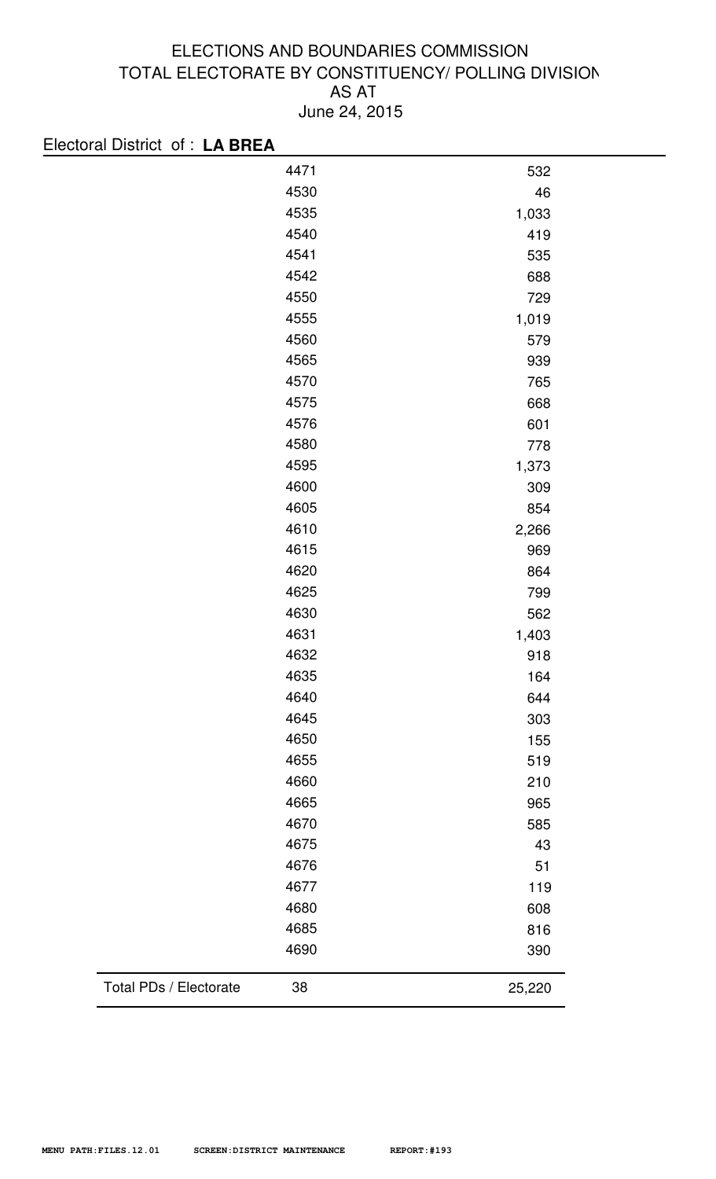# ELECTIONS AND BOUNDARIES COMMISSION
## TOTAL ELECTORATE BY CONSTITUENCY/ POLLING DIVISION
## AS AT
## June 24, 2015

Electoral District of : **LA BREA**

| | Polling Division | Electorate |
|---|---|---|
| | 4471 | 532 |
| | 4530 | 46 |
| | 4535 | 1,033 |
| | 4540 | 419 |
| | 4541 | 535 |
| | 4542 | 688 |
| | 4550 | 729 |
| | 4555 | 1,019 |
| | 4560 | 579 |
| | 4565 | 939 |
| | 4570 | 765 |
| | 4575 | 668 |
| | 4576 | 601 |
| | 4580 | 778 |
| | 4595 | 1,373 |
| | 4600 | 309 |
| | 4605 | 854 |
| | 4610 | 2,266 |
| | 4615 | 969 |
| | 4620 | 864 |
| | 4625 | 799 |
| | 4630 | 562 |
| | 4631 | 1,403 |
| | 4632 | 918 |
| | 4635 | 164 |
| | 4640 | 644 |
| | 4645 | 303 |
| | 4650 | 155 |
| | 4655 | 519 |
| | 4660 | 210 |
| | 4665 | 965 |
| | 4670 | 585 |
| | 4675 | 43 |
| | 4676 | 51 |
| | 4677 | 119 |
| | 4680 | 608 |
| | 4685 | 816 |
| | 4690 | 390 |
| Total PDs / Electorate | 38 | 25,220 |

MENU PATH:FILES.12.01 SCREEN:DISTRICT MAINTENANCE REPORT:#193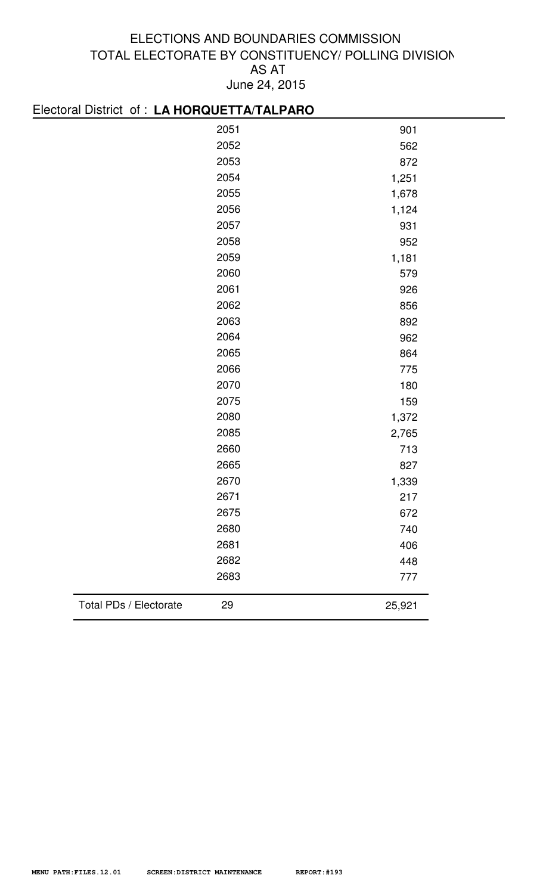# ELECTIONS AND BOUNDARIES COMMISSION
## TOTAL ELECTORATE BY CONSTITUENCY/ POLLING DIVISION
## AS AT
## June 24, 2015

Electoral District of : **LA HORQUETTA/TALPARO**

| | Polling Division | Electorate |
|---|---|---|
| | 2051 | 901 |
| | 2052 | 562 |
| | 2053 | 872 |
| | 2054 | 1,251 |
| | 2055 | 1,678 |
| | 2056 | 1,124 |
| | 2057 | 931 |
| | 2058 | 952 |
| | 2059 | 1,181 |
| | 2060 | 579 |
| | 2061 | 926 |
| | 2062 | 856 |
| | 2063 | 892 |
| | 2064 | 962 |
| | 2065 | 864 |
| | 2066 | 775 |
| | 2070 | 180 |
| | 2075 | 159 |
| | 2080 | 1,372 |
| | 2085 | 2,765 |
| | 2660 | 713 |
| | 2665 | 827 |
| | 2670 | 1,339 |
| | 2671 | 217 |
| | 2675 | 672 |
| | 2680 | 740 |
| | 2681 | 406 |
| | 2682 | 448 |
| | 2683 | 777 |
| Total PDs / Electorate | 29 | 25,921 |

MENU PATH:FILES.12.01 SCREEN:DISTRICT MAINTENANCE REPORT:#193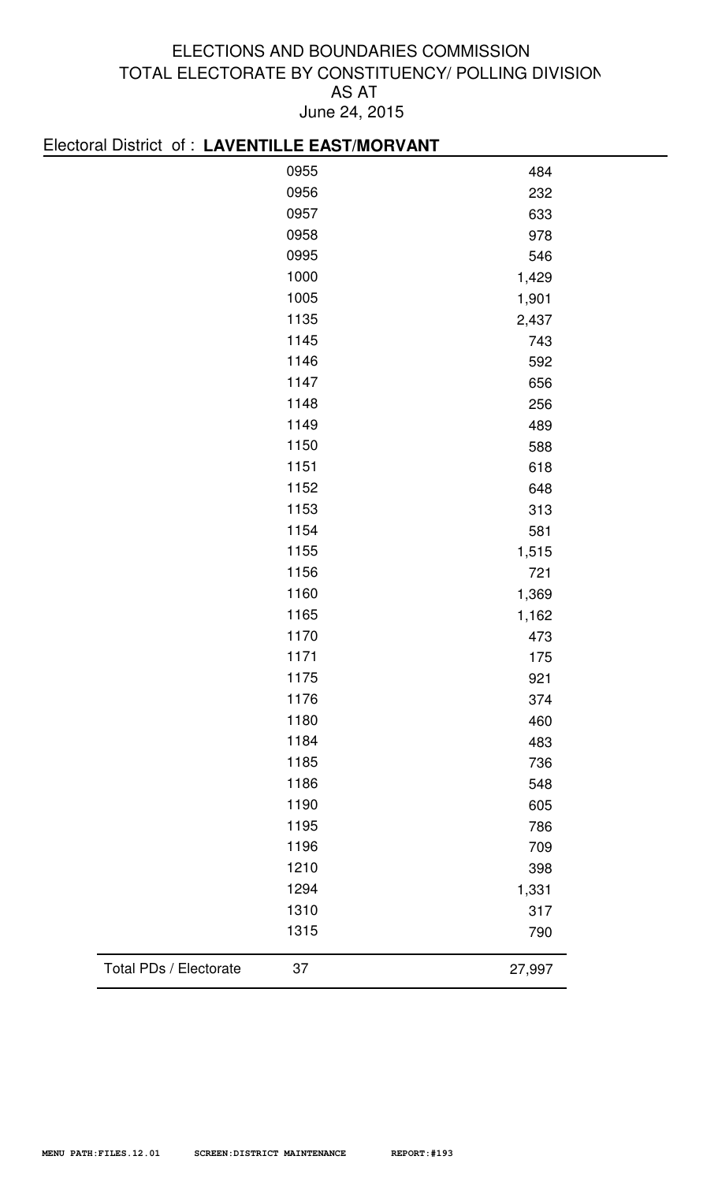# ELECTIONS AND BOUNDARIES COMMISSION
## TOTAL ELECTORATE BY CONSTITUENCY/ POLLING DIVISION
### AS AT
### June 24, 2015

Electoral District of : **LAVENTILLE EAST/MORVANT**

| | Polling Division | Electorate |
|---|---|---|
| | 0955 | 484 |
| | 0956 | 232 |
| | 0957 | 633 |
| | 0958 | 978 |
| | 0995 | 546 |
| | 1000 | 1,429 |
| | 1005 | 1,901 |
| | 1135 | 2,437 |
| | 1145 | 743 |
| | 1146 | 592 |
| | 1147 | 656 |
| | 1148 | 256 |
| | 1149 | 489 |
| | 1150 | 588 |
| | 1151 | 618 |
| | 1152 | 648 |
| | 1153 | 313 |
| | 1154 | 581 |
| | 1155 | 1,515 |
| | 1156 | 721 |
| | 1160 | 1,369 |
| | 1165 | 1,162 |
| | 1170 | 473 |
| | 1171 | 175 |
| | 1175 | 921 |
| | 1176 | 374 |
| | 1180 | 460 |
| | 1184 | 483 |
| | 1185 | 736 |
| | 1186 | 548 |
| | 1190 | 605 |
| | 1195 | 786 |
| | 1196 | 709 |
| | 1210 | 398 |
| | 1294 | 1,331 |
| | 1310 | 317 |
| | 1315 | 790 |
| Total PDs / Electorate | 37 | 27,997 |

MENU PATH:FILES.12.01 SCREEN:DISTRICT MAINTENANCE REPORT:#193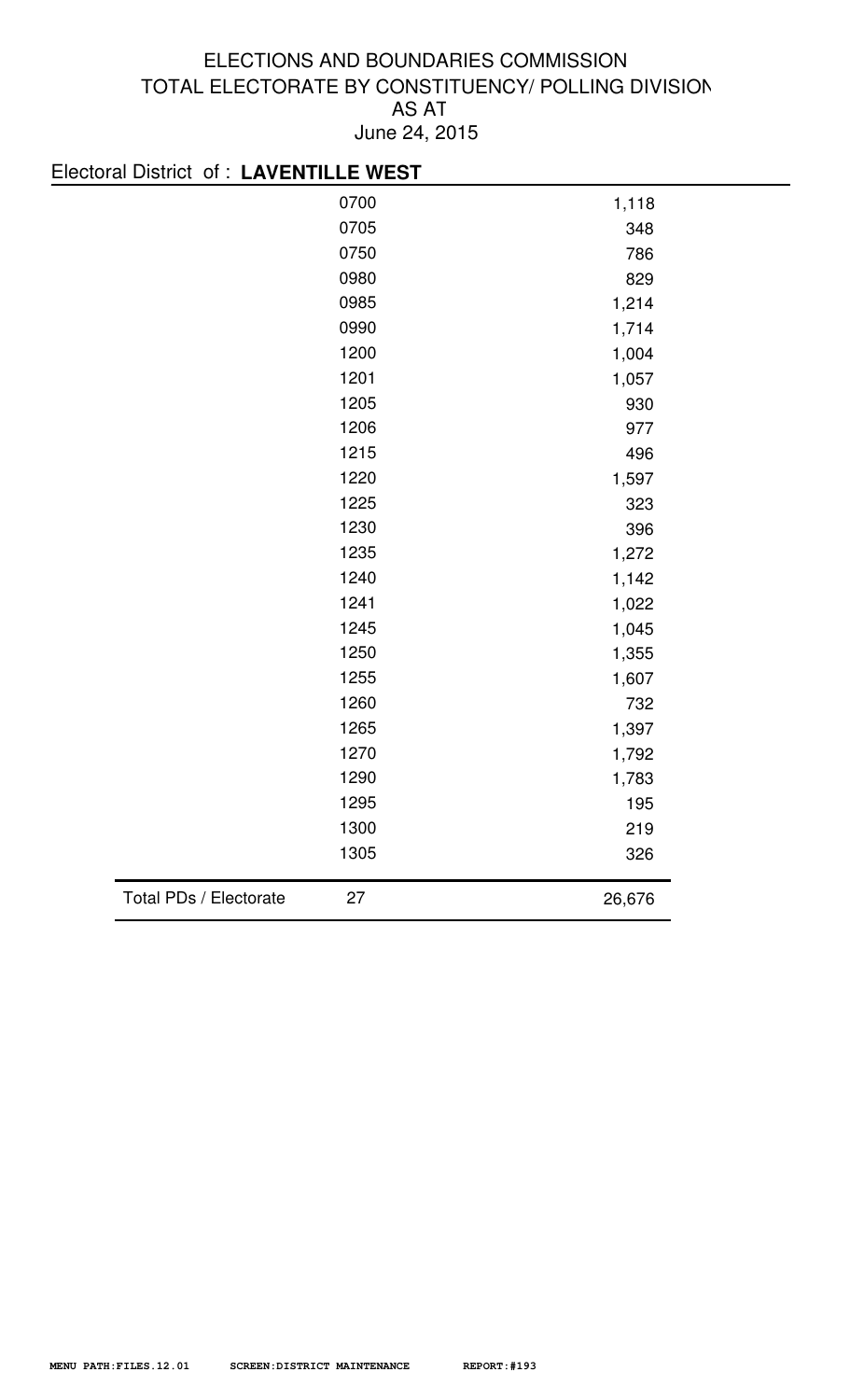# ELECTIONS AND BOUNDARIES COMMISSION
## TOTAL ELECTORATE BY CONSTITUENCY/ POLLING DIVISION
## AS AT
## June 24, 2015

Electoral District of : **LAVENTILLE WEST**

| | Polling Division | Electorate |
|---|---|---|
| | 0700 | 1,118 |
| | 0705 | 348 |
| | 0750 | 786 |
| | 0980 | 829 |
| | 0985 | 1,214 |
| | 0990 | 1,714 |
| | 1200 | 1,004 |
| | 1201 | 1,057 |
| | 1205 | 930 |
| | 1206 | 977 |
| | 1215 | 496 |
| | 1220 | 1,597 |
| | 1225 | 323 |
| | 1230 | 396 |
| | 1235 | 1,272 |
| | 1240 | 1,142 |
| | 1241 | 1,022 |
| | 1245 | 1,045 |
| | 1250 | 1,355 |
| | 1255 | 1,607 |
| | 1260 | 732 |
| | 1265 | 1,397 |
| | 1270 | 1,792 |
| | 1290 | 1,783 |
| | 1295 | 195 |
| | 1300 | 219 |
| | 1305 | 326 |
| Total PDs / Electorate | 27 | 26,676 |

MENU PATH:FILES.12.01 SCREEN:DISTRICT MAINTENANCE REPORT:#193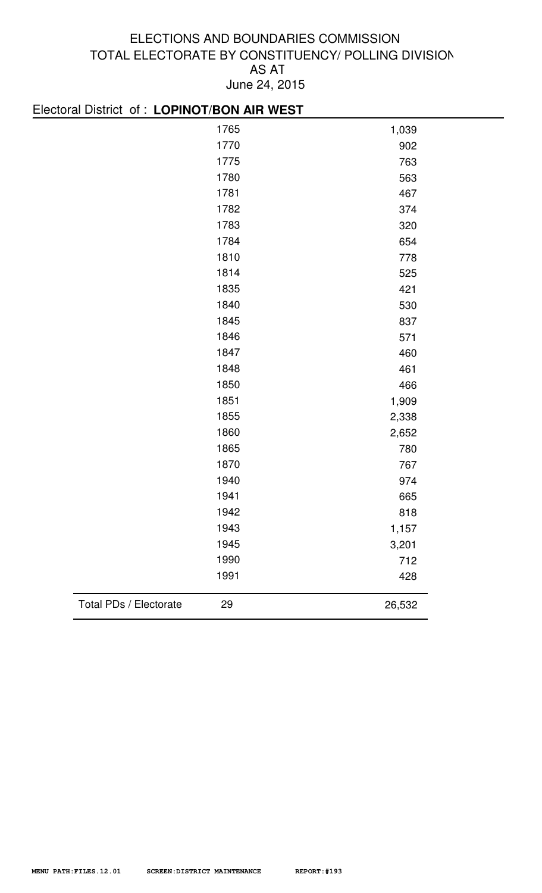# ELECTIONS AND BOUNDARIES COMMISSION
## TOTAL ELECTORATE BY CONSTITUENCY/ POLLING DIVISION
## AS AT
## June 24, 2015

Electoral District of : **LOPINOT/BON AIR WEST**

| | Polling Division | Electorate |
|---|---|---|
| | 1765 | 1,039 |
| | 1770 | 902 |
| | 1775 | 763 |
| | 1780 | 563 |
| | 1781 | 467 |
| | 1782 | 374 |
| | 1783 | 320 |
| | 1784 | 654 |
| | 1810 | 778 |
| | 1814 | 525 |
| | 1835 | 421 |
| | 1840 | 530 |
| | 1845 | 837 |
| | 1846 | 571 |
| | 1847 | 460 |
| | 1848 | 461 |
| | 1850 | 466 |
| | 1851 | 1,909 |
| | 1855 | 2,338 |
| | 1860 | 2,652 |
| | 1865 | 780 |
| | 1870 | 767 |
| | 1940 | 974 |
| | 1941 | 665 |
| | 1942 | 818 |
| | 1943 | 1,157 |
| | 1945 | 3,201 |
| | 1990 | 712 |
| | 1991 | 428 |
| Total PDs / Electorate | 29 | 26,532 |

MENU PATH:FILES.12.01 SCREEN:DISTRICT MAINTENANCE REPORT:#193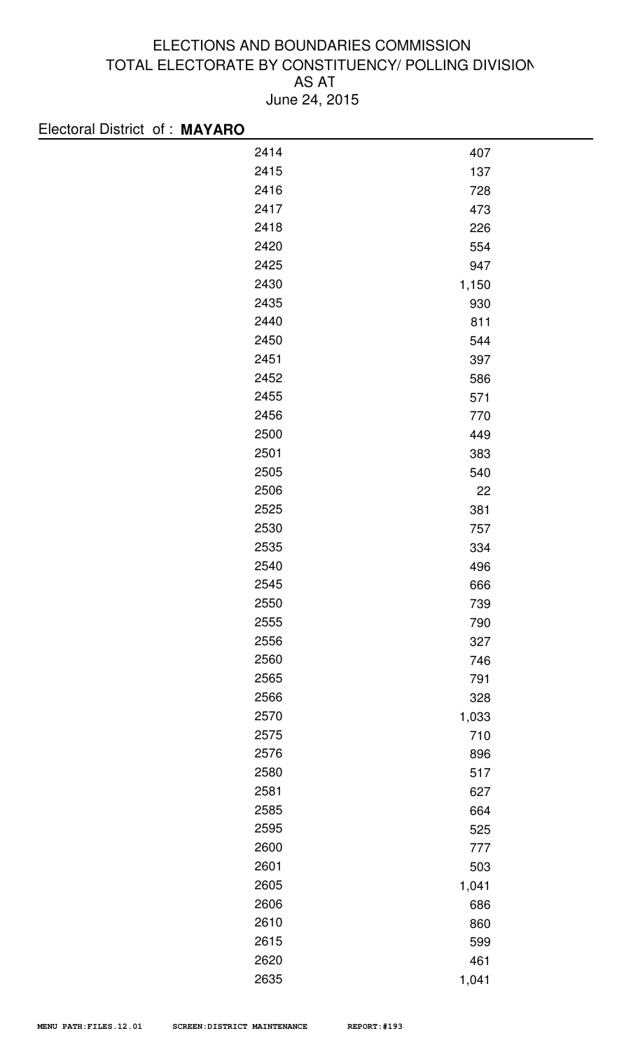# ELECTIONS AND BOUNDARIES COMMISSION
## TOTAL ELECTORATE BY CONSTITUENCY/ POLLING DIVISION
## AS AT
## June 24, 2015

Electoral District of : **MAYARO**

| | |
|---|---|
| 2414 | 407 |
| 2415 | 137 |
| 2416 | 728 |
| 2417 | 473 |
| 2418 | 226 |
| 2420 | 554 |
| 2425 | 947 |
| 2430 | 1,150 |
| 2435 | 930 |
| 2440 | 811 |
| 2450 | 544 |
| 2451 | 397 |
| 2452 | 586 |
| 2455 | 571 |
| 2456 | 770 |
| 2500 | 449 |
| 2501 | 383 |
| 2505 | 540 |
| 2506 | 22 |
| 2525 | 381 |
| 2530 | 757 |
| 2535 | 334 |
| 2540 | 496 |
| 2545 | 666 |
| 2550 | 739 |
| 2555 | 790 |
| 2556 | 327 |
| 2560 | 746 |
| 2565 | 791 |
| 2566 | 328 |
| 2570 | 1,033 |
| 2575 | 710 |
| 2576 | 896 |
| 2580 | 517 |
| 2581 | 627 |
| 2585 | 664 |
| 2595 | 525 |
| 2600 | 777 |
| 2601 | 503 |
| 2605 | 1,041 |
| 2606 | 686 |
| 2610 | 860 |
| 2615 | 599 |
| 2620 | 461 |
| 2635 | 1,041 |

MENU PATH:FILES.12.01 SCREEN:DISTRICT MAINTENANCE REPORT:#193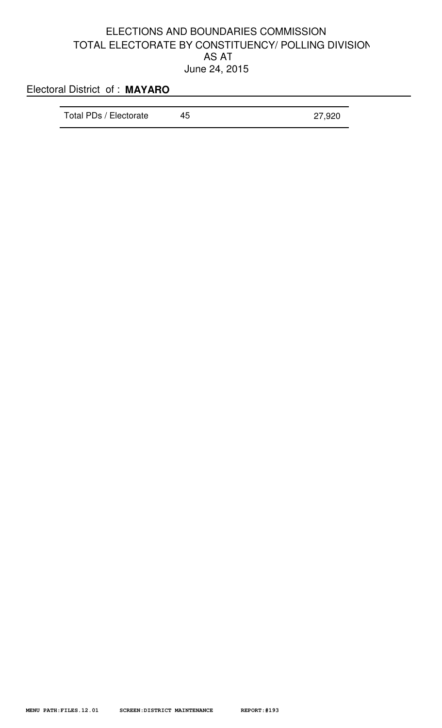# ELECTIONS AND BOUNDARIES COMMISSION
## TOTAL ELECTORATE BY CONSTITUENCY/ POLLING DIVISION
## AS AT
## June 24, 2015

Electoral District of : **MAYARO**

| Total PDs / Electorate | 45 | 27,920 |
|---|---|---|

MENU PATH:FILES.12.01 SCREEN:DISTRICT MAINTENANCE REPORT:#193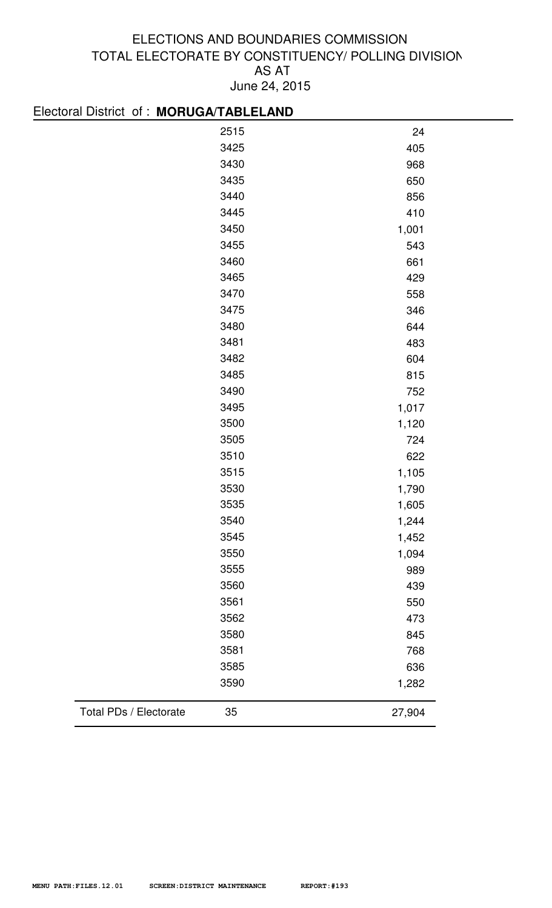ELECTIONS AND BOUNDARIES COMMISSION
TOTAL ELECTORATE BY CONSTITUENCY/ POLLING DIVISION
AS AT
June 24, 2015

Electoral District of : **MORUGA/TABLELAND**

| | Polling Division | Electorate |
|---|---|---|
| | 2515 | 24 |
| | 3425 | 405 |
| | 3430 | 968 |
| | 3435 | 650 |
| | 3440 | 856 |
| | 3445 | 410 |
| | 3450 | 1,001 |
| | 3455 | 543 |
| | 3460 | 661 |
| | 3465 | 429 |
| | 3470 | 558 |
| | 3475 | 346 |
| | 3480 | 644 |
| | 3481 | 483 |
| | 3482 | 604 |
| | 3485 | 815 |
| | 3490 | 752 |
| | 3495 | 1,017 |
| | 3500 | 1,120 |
| | 3505 | 724 |
| | 3510 | 622 |
| | 3515 | 1,105 |
| | 3530 | 1,790 |
| | 3535 | 1,605 |
| | 3540 | 1,244 |
| | 3545 | 1,452 |
| | 3550 | 1,094 |
| | 3555 | 989 |
| | 3560 | 439 |
| | 3561 | 550 |
| | 3562 | 473 |
| | 3580 | 845 |
| | 3581 | 768 |
| | 3585 | 636 |
| | 3590 | 1,282 |
| Total PDs / Electorate | 35 | 27,904 |

MENU PATH:FILES.12.01 SCREEN:DISTRICT MAINTENANCE REPORT:#193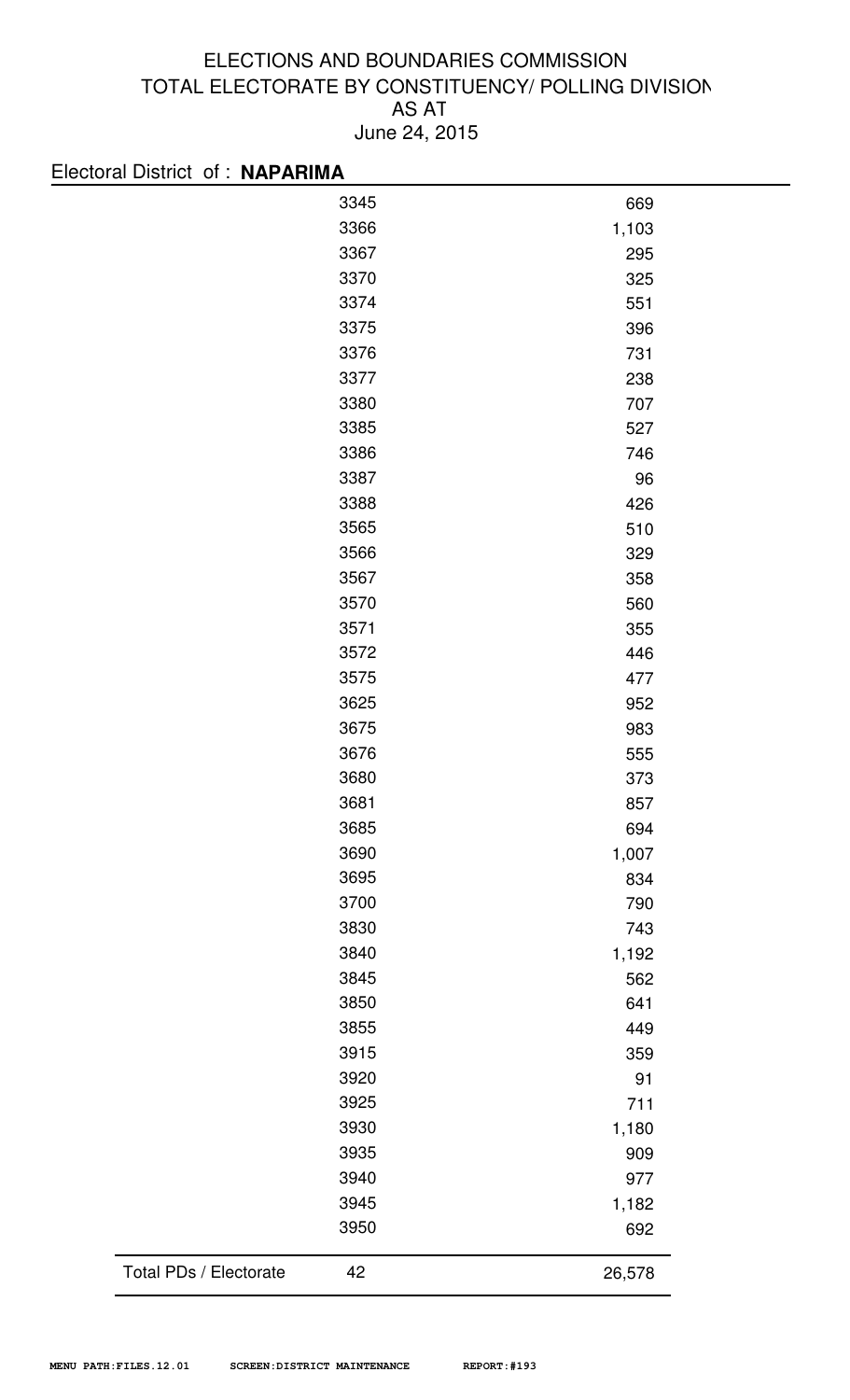# ELECTIONS AND BOUNDARIES COMMISSION
## TOTAL ELECTORATE BY CONSTITUENCY/ POLLING DIVISION
### AS AT
### June 24, 2015

Electoral District of : **NAPARIMA**

| | Polling Division | Electorate |
|---|---|---|
| | 3345 | 669 |
| | 3366 | 1,103 |
| | 3367 | 295 |
| | 3370 | 325 |
| | 3374 | 551 |
| | 3375 | 396 |
| | 3376 | 731 |
| | 3377 | 238 |
| | 3380 | 707 |
| | 3385 | 527 |
| | 3386 | 746 |
| | 3387 | 96 |
| | 3388 | 426 |
| | 3565 | 510 |
| | 3566 | 329 |
| | 3567 | 358 |
| | 3570 | 560 |
| | 3571 | 355 |
| | 3572 | 446 |
| | 3575 | 477 |
| | 3625 | 952 |
| | 3675 | 983 |
| | 3676 | 555 |
| | 3680 | 373 |
| | 3681 | 857 |
| | 3685 | 694 |
| | 3690 | 1,007 |
| | 3695 | 834 |
| | 3700 | 790 |
| | 3830 | 743 |
| | 3840 | 1,192 |
| | 3845 | 562 |
| | 3850 | 641 |
| | 3855 | 449 |
| | 3915 | 359 |
| | 3920 | 91 |
| | 3925 | 711 |
| | 3930 | 1,180 |
| | 3935 | 909 |
| | 3940 | 977 |
| | 3945 | 1,182 |
| | 3950 | 692 |
| Total PDs / Electorate | 42 | 26,578 |

MENU PATH:FILES.12.01 SCREEN:DISTRICT MAINTENANCE REPORT:#193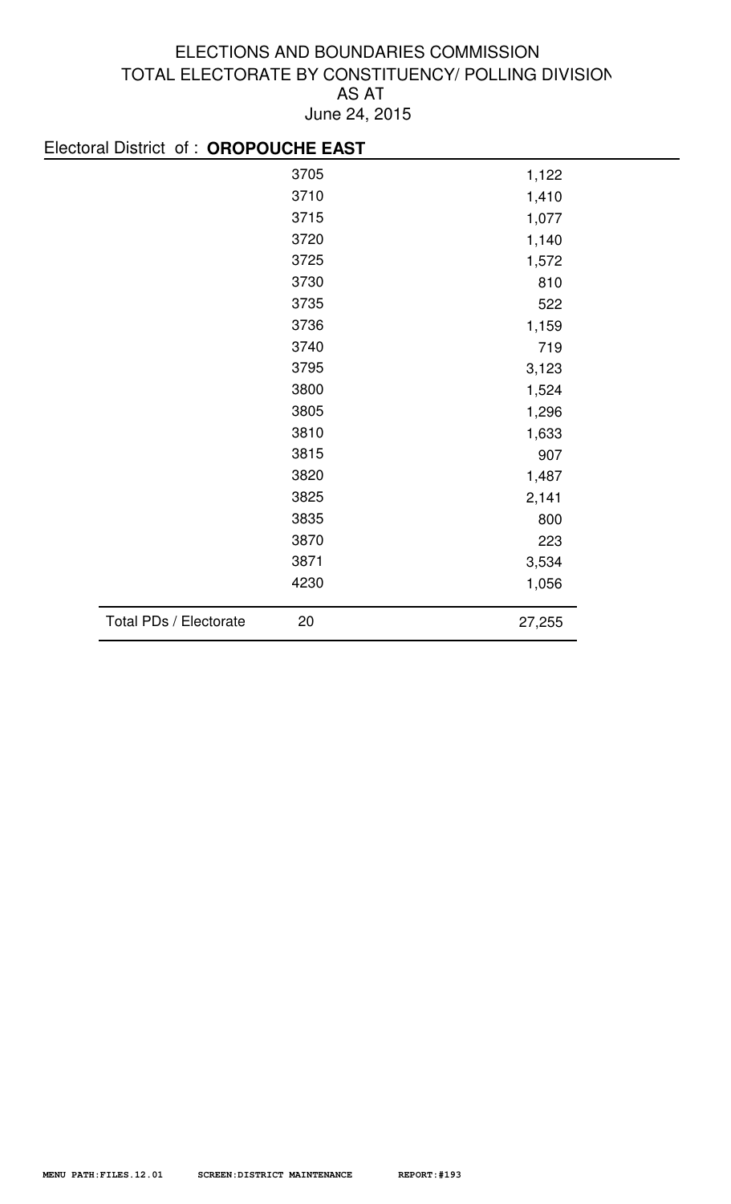# ELECTIONS AND BOUNDARIES COMMISSION
## TOTAL ELECTORATE BY CONSTITUENCY/ POLLING DIVISION
## AS AT
## June 24, 2015

Electoral District of : **OROPOUCHE EAST**

| | Polling Division | Electorate |
|---|---|---|
| | 3705 | 1,122 |
| | 3710 | 1,410 |
| | 3715 | 1,077 |
| | 3720 | 1,140 |
| | 3725 | 1,572 |
| | 3730 | 810 |
| | 3735 | 522 |
| | 3736 | 1,159 |
| | 3740 | 719 |
| | 3795 | 3,123 |
| | 3800 | 1,524 |
| | 3805 | 1,296 |
| | 3810 | 1,633 |
| | 3815 | 907 |
| | 3820 | 1,487 |
| | 3825 | 2,141 |
| | 3835 | 800 |
| | 3870 | 223 |
| | 3871 | 3,534 |
| | 4230 | 1,056 |
| Total PDs / Electorate | 20 | 27,255 |

MENU PATH:FILES.12.01 SCREEN:DISTRICT MAINTENANCE REPORT:#193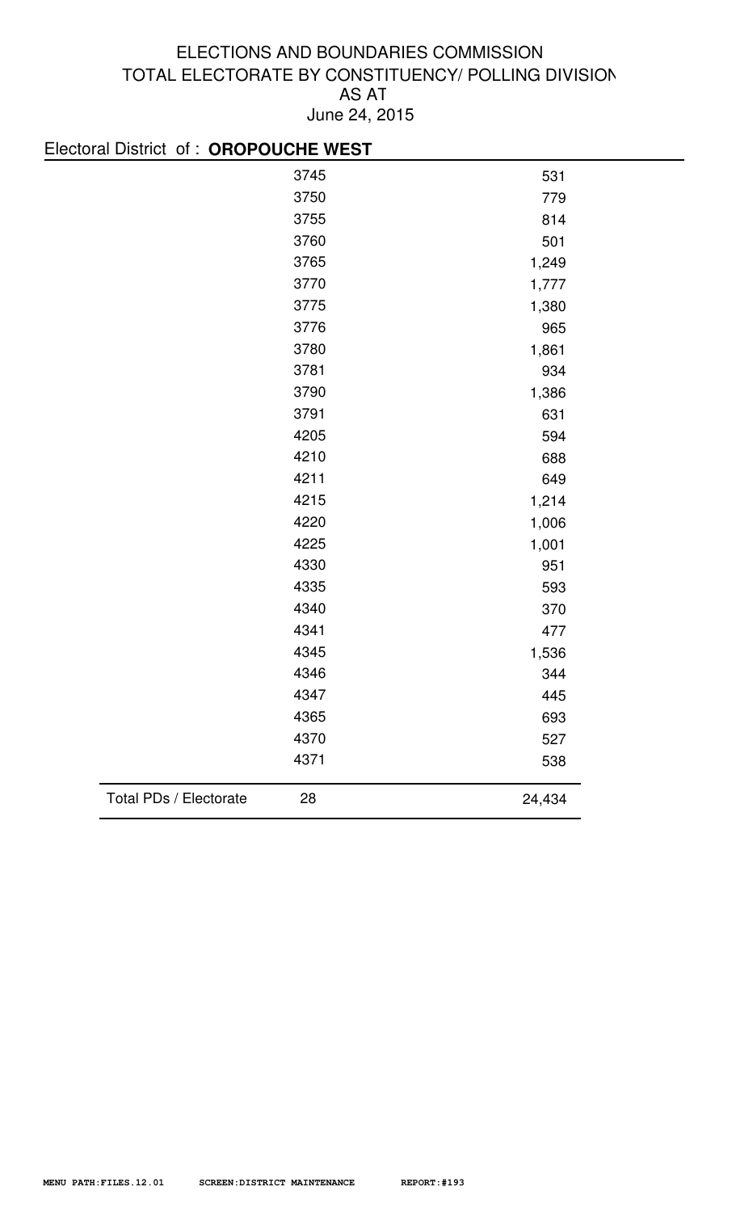# ELECTIONS AND BOUNDARIES COMMISSION
## TOTAL ELECTORATE BY CONSTITUENCY/ POLLING DIVISION
## AS AT
## June 24, 2015

Electoral District of : **OROPOUCHE WEST**

| | Polling Division | Electorate |
|---|---|---|
| | 3745 | 531 |
| | 3750 | 779 |
| | 3755 | 814 |
| | 3760 | 501 |
| | 3765 | 1,249 |
| | 3770 | 1,777 |
| | 3775 | 1,380 |
| | 3776 | 965 |
| | 3780 | 1,861 |
| | 3781 | 934 |
| | 3790 | 1,386 |
| | 3791 | 631 |
| | 4205 | 594 |
| | 4210 | 688 |
| | 4211 | 649 |
| | 4215 | 1,214 |
| | 4220 | 1,006 |
| | 4225 | 1,001 |
| | 4330 | 951 |
| | 4335 | 593 |
| | 4340 | 370 |
| | 4341 | 477 |
| | 4345 | 1,536 |
| | 4346 | 344 |
| | 4347 | 445 |
| | 4365 | 693 |
| | 4370 | 527 |
| | 4371 | 538 |
| Total PDs / Electorate | 28 | 24,434 |

MENU PATH:FILES.12.01 SCREEN:DISTRICT MAINTENANCE REPORT:#193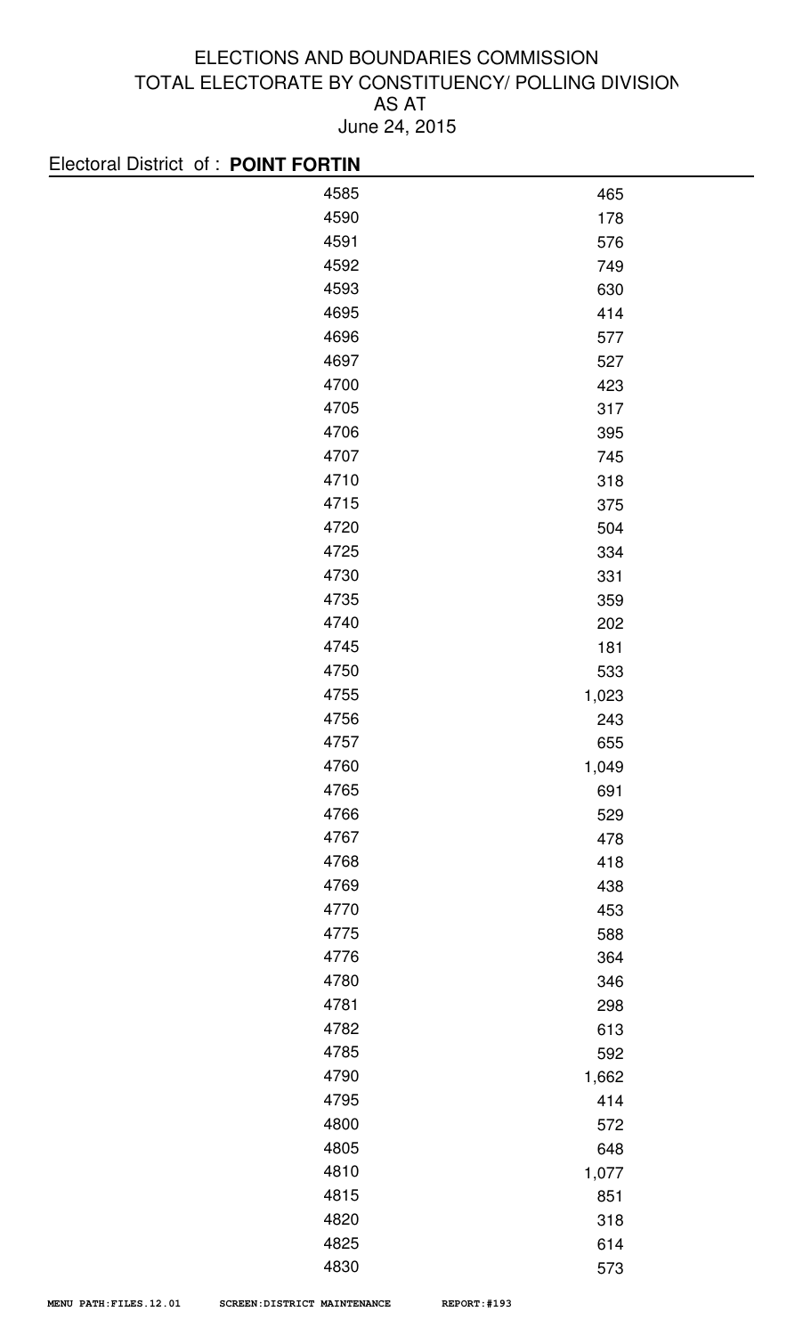ELECTIONS AND BOUNDARIES COMMISSION
TOTAL ELECTORATE BY CONSTITUENCY/ POLLING DIVISION
AS AT
June 24, 2015

Electoral District of : **POINT FORTIN**

| | |
|---|---|
| 4585 | 465 |
| 4590 | 178 |
| 4591 | 576 |
| 4592 | 749 |
| 4593 | 630 |
| 4695 | 414 |
| 4696 | 577 |
| 4697 | 527 |
| 4700 | 423 |
| 4705 | 317 |
| 4706 | 395 |
| 4707 | 745 |
| 4710 | 318 |
| 4715 | 375 |
| 4720 | 504 |
| 4725 | 334 |
| 4730 | 331 |
| 4735 | 359 |
| 4740 | 202 |
| 4745 | 181 |
| 4750 | 533 |
| 4755 | 1,023 |
| 4756 | 243 |
| 4757 | 655 |
| 4760 | 1,049 |
| 4765 | 691 |
| 4766 | 529 |
| 4767 | 478 |
| 4768 | 418 |
| 4769 | 438 |
| 4770 | 453 |
| 4775 | 588 |
| 4776 | 364 |
| 4780 | 346 |
| 4781 | 298 |
| 4782 | 613 |
| 4785 | 592 |
| 4790 | 1,662 |
| 4795 | 414 |
| 4800 | 572 |
| 4805 | 648 |
| 4810 | 1,077 |
| 4815 | 851 |
| 4820 | 318 |
| 4825 | 614 |
| 4830 | 573 |

MENU PATH:FILES.12.01 SCREEN:DISTRICT MAINTENANCE REPORT:#193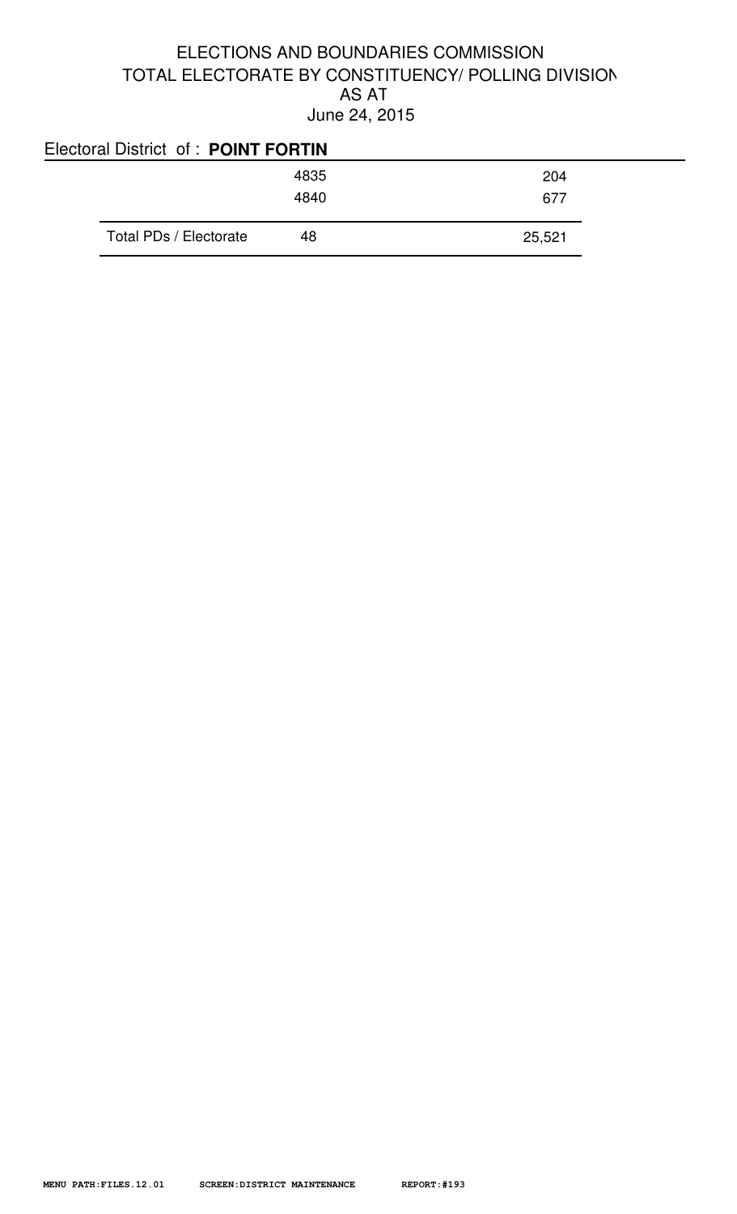ELECTIONS AND BOUNDARIES COMMISSION
TOTAL ELECTORATE BY CONSTITUENCY/ POLLING DIVISION
AS AT
June 24, 2015

Electoral District of : **POINT FORTIN**

| | | |
|---|---|---|
| | 4835 | 204 |
| | 4840 | 677 |
| Total PDs / Electorate | 48 | 25,521 |

MENU PATH:FILES.12.01 SCREEN:DISTRICT MAINTENANCE REPORT:#193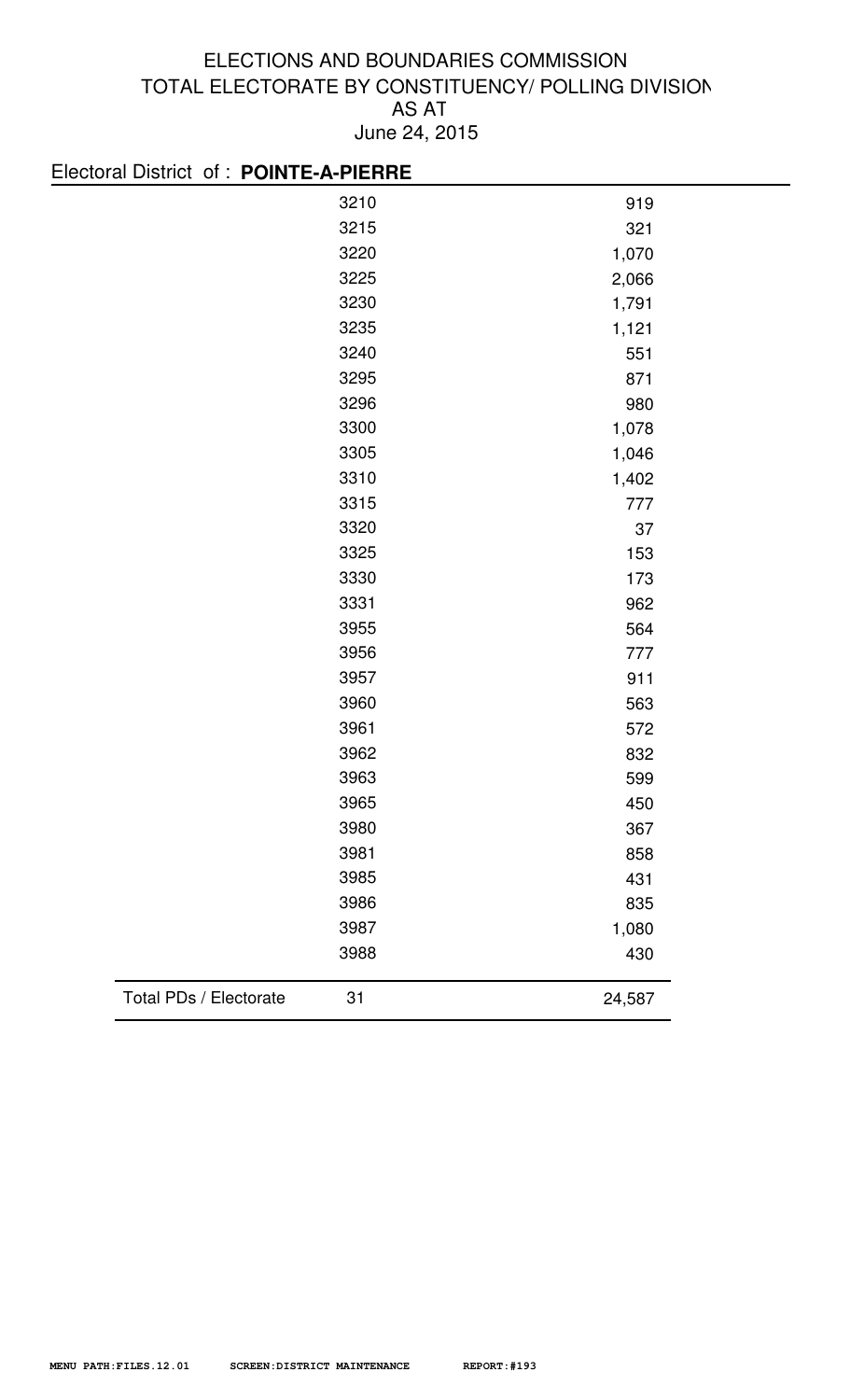# ELECTIONS AND BOUNDARIES COMMISSION
## TOTAL ELECTORATE BY CONSTITUENCY/ POLLING DIVISION
## AS AT
## June 24, 2015

Electoral District of : **POINTE-A-PIERRE**

| | Polling Division | Electorate |
|---|---|---|
| | 3210 | 919 |
| | 3215 | 321 |
| | 3220 | 1,070 |
| | 3225 | 2,066 |
| | 3230 | 1,791 |
| | 3235 | 1,121 |
| | 3240 | 551 |
| | 3295 | 871 |
| | 3296 | 980 |
| | 3300 | 1,078 |
| | 3305 | 1,046 |
| | 3310 | 1,402 |
| | 3315 | 777 |
| | 3320 | 37 |
| | 3325 | 153 |
| | 3330 | 173 |
| | 3331 | 962 |
| | 3955 | 564 |
| | 3956 | 777 |
| | 3957 | 911 |
| | 3960 | 563 |
| | 3961 | 572 |
| | 3962 | 832 |
| | 3963 | 599 |
| | 3965 | 450 |
| | 3980 | 367 |
| | 3981 | 858 |
| | 3985 | 431 |
| | 3986 | 835 |
| | 3987 | 1,080 |
| | 3988 | 430 |
| Total PDs / Electorate | 31 | 24,587 |

MENU PATH:FILES.12.01 SCREEN:DISTRICT MAINTENANCE REPORT:#193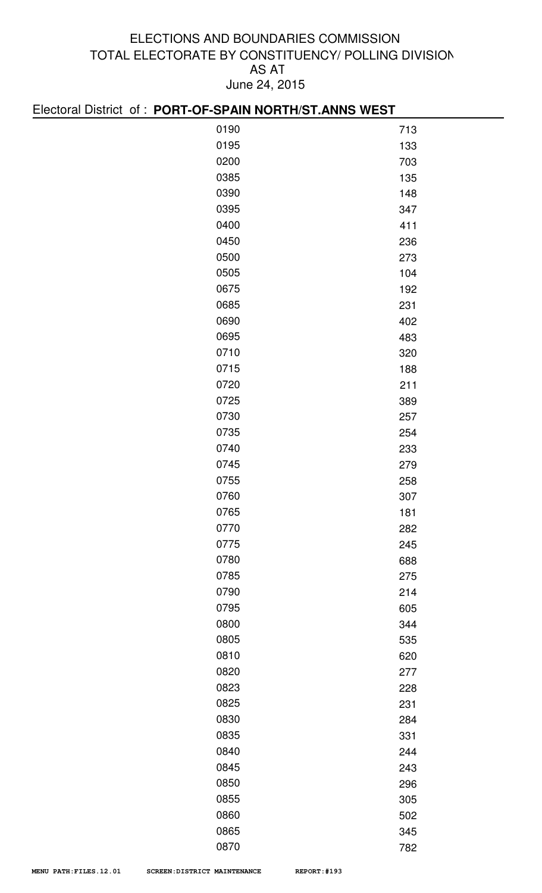ELECTIONS AND BOUNDARIES COMMISSION
TOTAL ELECTORATE BY CONSTITUENCY/ POLLING DIVISION
AS AT
June 24, 2015

Electoral District of : **PORT-OF-SPAIN NORTH/ST.ANNS WEST**

| | |
|---|---|
| 0190 | 713 |
| 0195 | 133 |
| 0200 | 703 |
| 0385 | 135 |
| 0390 | 148 |
| 0395 | 347 |
| 0400 | 411 |
| 0450 | 236 |
| 0500 | 273 |
| 0505 | 104 |
| 0675 | 192 |
| 0685 | 231 |
| 0690 | 402 |
| 0695 | 483 |
| 0710 | 320 |
| 0715 | 188 |
| 0720 | 211 |
| 0725 | 389 |
| 0730 | 257 |
| 0735 | 254 |
| 0740 | 233 |
| 0745 | 279 |
| 0755 | 258 |
| 0760 | 307 |
| 0765 | 181 |
| 0770 | 282 |
| 0775 | 245 |
| 0780 | 688 |
| 0785 | 275 |
| 0790 | 214 |
| 0795 | 605 |
| 0800 | 344 |
| 0805 | 535 |
| 0810 | 620 |
| 0820 | 277 |
| 0823 | 228 |
| 0825 | 231 |
| 0830 | 284 |
| 0835 | 331 |
| 0840 | 244 |
| 0845 | 243 |
| 0850 | 296 |
| 0855 | 305 |
| 0860 | 502 |
| 0865 | 345 |
| 0870 | 782 |

MENU PATH:FILES.12.01 SCREEN:DISTRICT MAINTENANCE REPORT:#193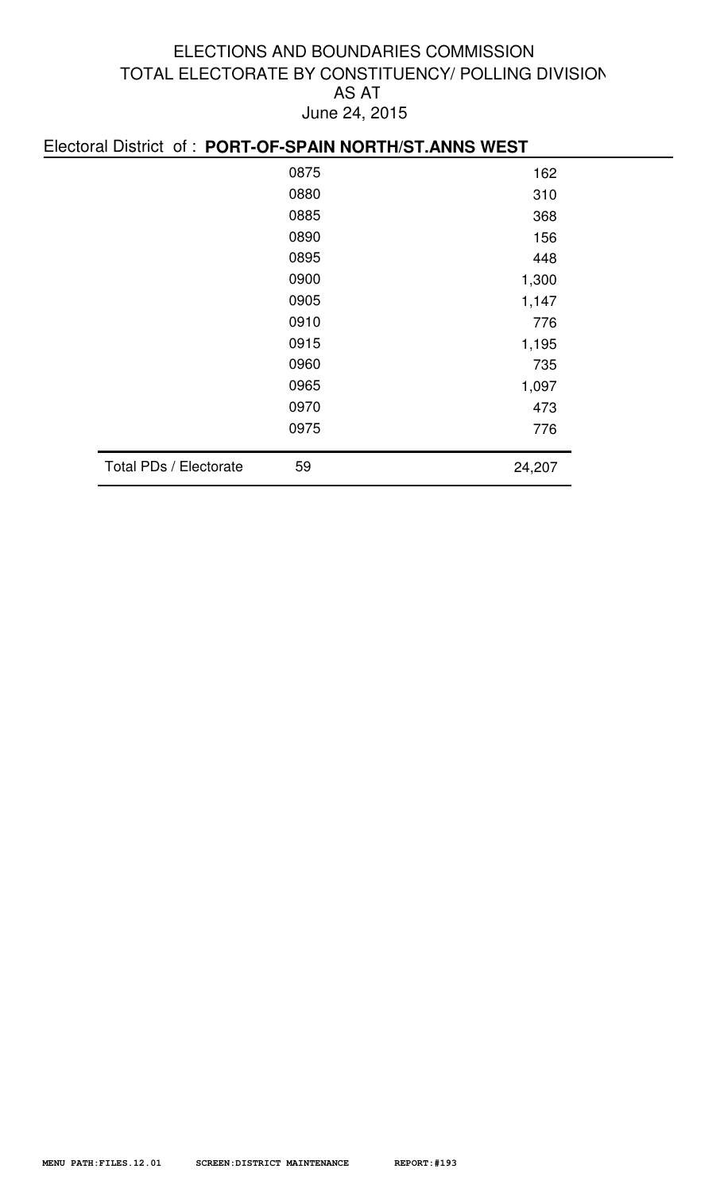ELECTIONS AND BOUNDARIES COMMISSION
TOTAL ELECTORATE BY CONSTITUENCY/ POLLING DIVISION
AS AT
June 24, 2015

Electoral District of : **PORT-OF-SPAIN NORTH/ST.ANNS WEST**

| | | |
|---|---|---|
| | 0875 | 162 |
| | 0880 | 310 |
| | 0885 | 368 |
| | 0890 | 156 |
| | 0895 | 448 |
| | 0900 | 1,300 |
| | 0905 | 1,147 |
| | 0910 | 776 |
| | 0915 | 1,195 |
| | 0960 | 735 |
| | 0965 | 1,097 |
| | 0970 | 473 |
| | 0975 | 776 |
| Total PDs / Electorate | 59 | 24,207 |

MENU PATH:FILES.12.01 SCREEN:DISTRICT MAINTENANCE REPORT:#193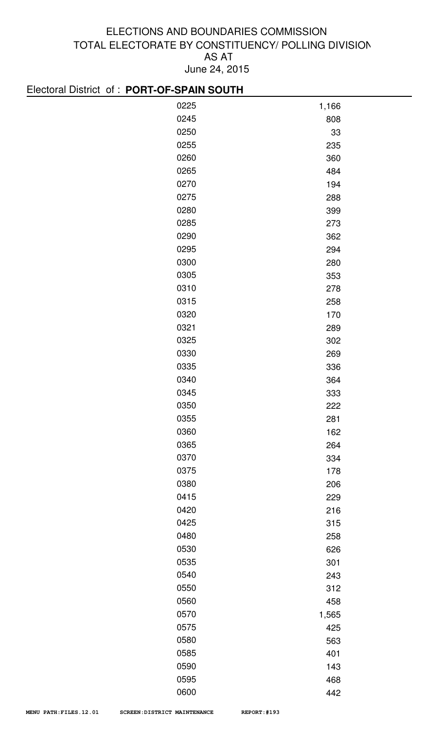# ELECTIONS AND BOUNDARIES COMMISSION
## TOTAL ELECTORATE BY CONSTITUENCY/ POLLING DIVISION
## AS AT
## June 24, 2015

Electoral District of : **PORT-OF-SPAIN SOUTH**

| Polling Division | Electorate |
|---|---|
| 0225 | 1,166 |
| 0245 | 808 |
| 0250 | 33 |
| 0255 | 235 |
| 0260 | 360 |
| 0265 | 484 |
| 0270 | 194 |
| 0275 | 288 |
| 0280 | 399 |
| 0285 | 273 |
| 0290 | 362 |
| 0295 | 294 |
| 0300 | 280 |
| 0305 | 353 |
| 0310 | 278 |
| 0315 | 258 |
| 0320 | 170 |
| 0321 | 289 |
| 0325 | 302 |
| 0330 | 269 |
| 0335 | 336 |
| 0340 | 364 |
| 0345 | 333 |
| 0350 | 222 |
| 0355 | 281 |
| 0360 | 162 |
| 0365 | 264 |
| 0370 | 334 |
| 0375 | 178 |
| 0380 | 206 |
| 0415 | 229 |
| 0420 | 216 |
| 0425 | 315 |
| 0480 | 258 |
| 0530 | 626 |
| 0535 | 301 |
| 0540 | 243 |
| 0550 | 312 |
| 0560 | 458 |
| 0570 | 1,565 |
| 0575 | 425 |
| 0580 | 563 |
| 0585 | 401 |
| 0590 | 143 |
| 0595 | 468 |
| 0600 | 442 |

MENU PATH:FILES.12.01 SCREEN:DISTRICT MAINTENANCE REPORT:#193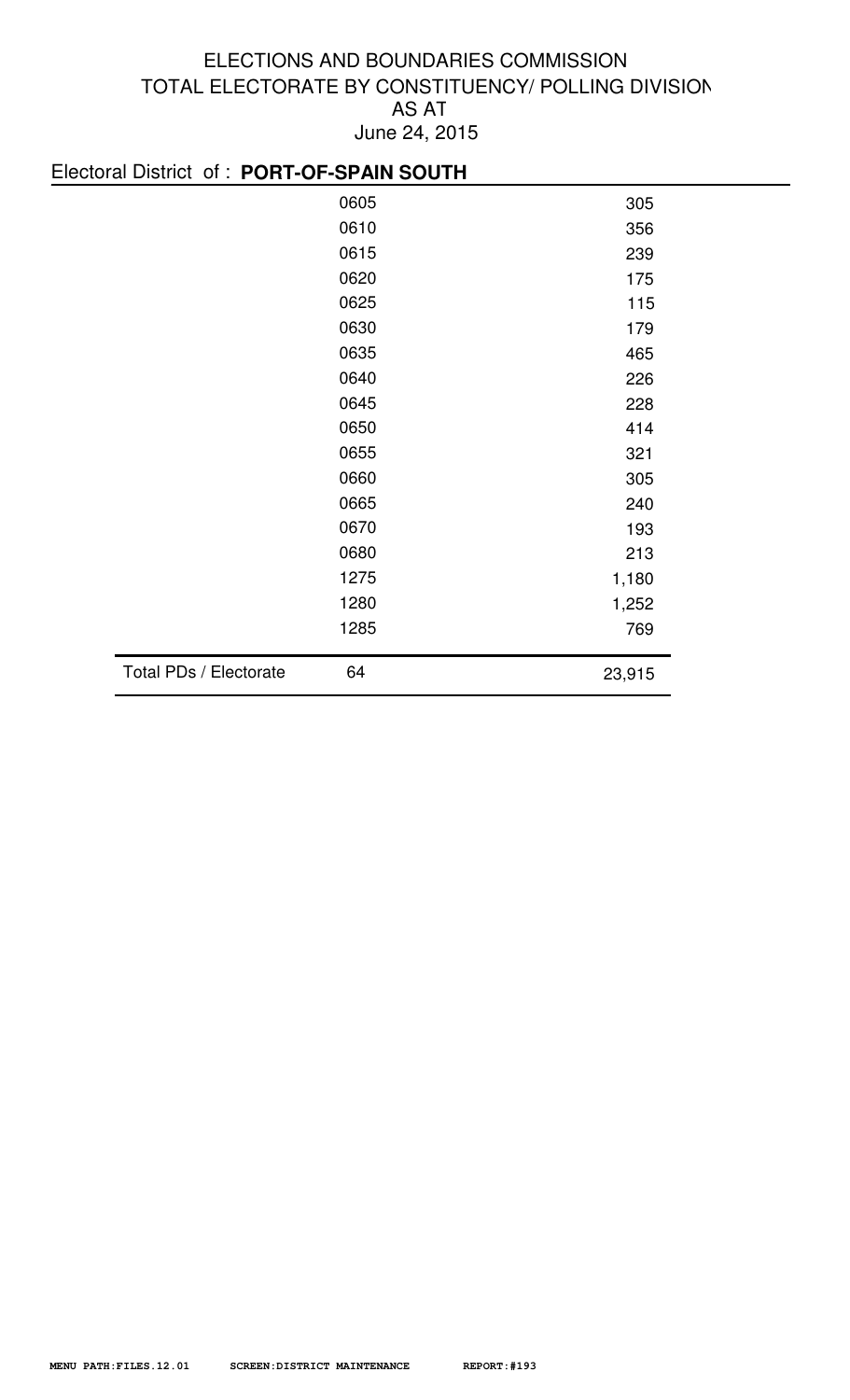# ELECTIONS AND BOUNDARIES COMMISSION
## TOTAL ELECTORATE BY CONSTITUENCY/ POLLING DIVISION
## AS AT
## June 24, 2015

Electoral District of : **PORT-OF-SPAIN SOUTH**

| | Polling Division | Electorate |
|---|---|---|
| | 0605 | 305 |
| | 0610 | 356 |
| | 0615 | 239 |
| | 0620 | 175 |
| | 0625 | 115 |
| | 0630 | 179 |
| | 0635 | 465 |
| | 0640 | 226 |
| | 0645 | 228 |
| | 0650 | 414 |
| | 0655 | 321 |
| | 0660 | 305 |
| | 0665 | 240 |
| | 0670 | 193 |
| | 0680 | 213 |
| | 1275 | 1,180 |
| | 1280 | 1,252 |
| | 1285 | 769 |
| Total PDs / Electorate | 64 | 23,915 |

MENU PATH:FILES.12.01 SCREEN:DISTRICT MAINTENANCE REPORT:#193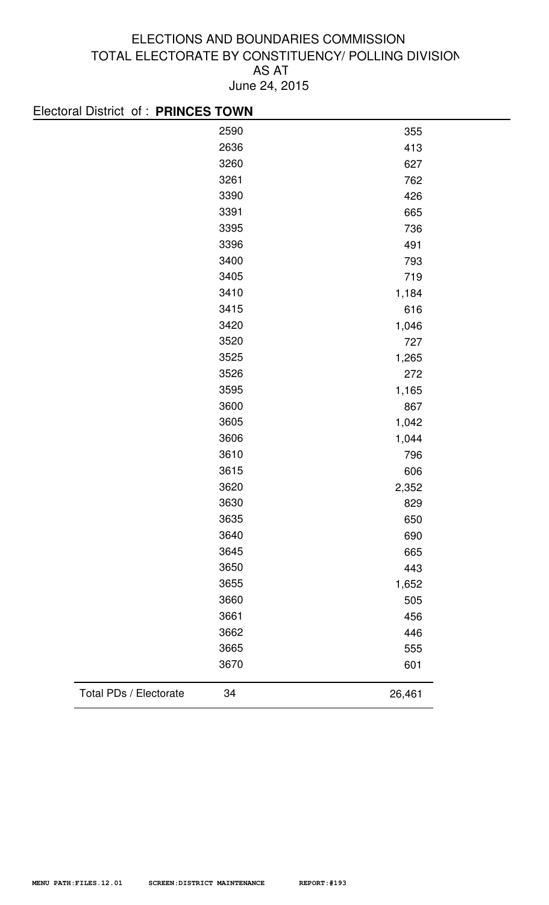# ELECTIONS AND BOUNDARIES COMMISSION
## TOTAL ELECTORATE BY CONSTITUENCY/ POLLING DIVISION
### AS AT
### June 24, 2015

Electoral District of : **PRINCES TOWN**

| | Polling Division | Electorate |
|---|---|---|
| | 2590 | 355 |
| | 2636 | 413 |
| | 3260 | 627 |
| | 3261 | 762 |
| | 3390 | 426 |
| | 3391 | 665 |
| | 3395 | 736 |
| | 3396 | 491 |
| | 3400 | 793 |
| | 3405 | 719 |
| | 3410 | 1,184 |
| | 3415 | 616 |
| | 3420 | 1,046 |
| | 3520 | 727 |
| | 3525 | 1,265 |
| | 3526 | 272 |
| | 3595 | 1,165 |
| | 3600 | 867 |
| | 3605 | 1,042 |
| | 3606 | 1,044 |
| | 3610 | 796 |
| | 3615 | 606 |
| | 3620 | 2,352 |
| | 3630 | 829 |
| | 3635 | 650 |
| | 3640 | 690 |
| | 3645 | 665 |
| | 3650 | 443 |
| | 3655 | 1,652 |
| | 3660 | 505 |
| | 3661 | 456 |
| | 3662 | 446 |
| | 3665 | 555 |
| | 3670 | 601 |
| Total PDs / Electorate | 34 | 26,461 |

MENU PATH:FILES.12.01 SCREEN:DISTRICT MAINTENANCE REPORT:#193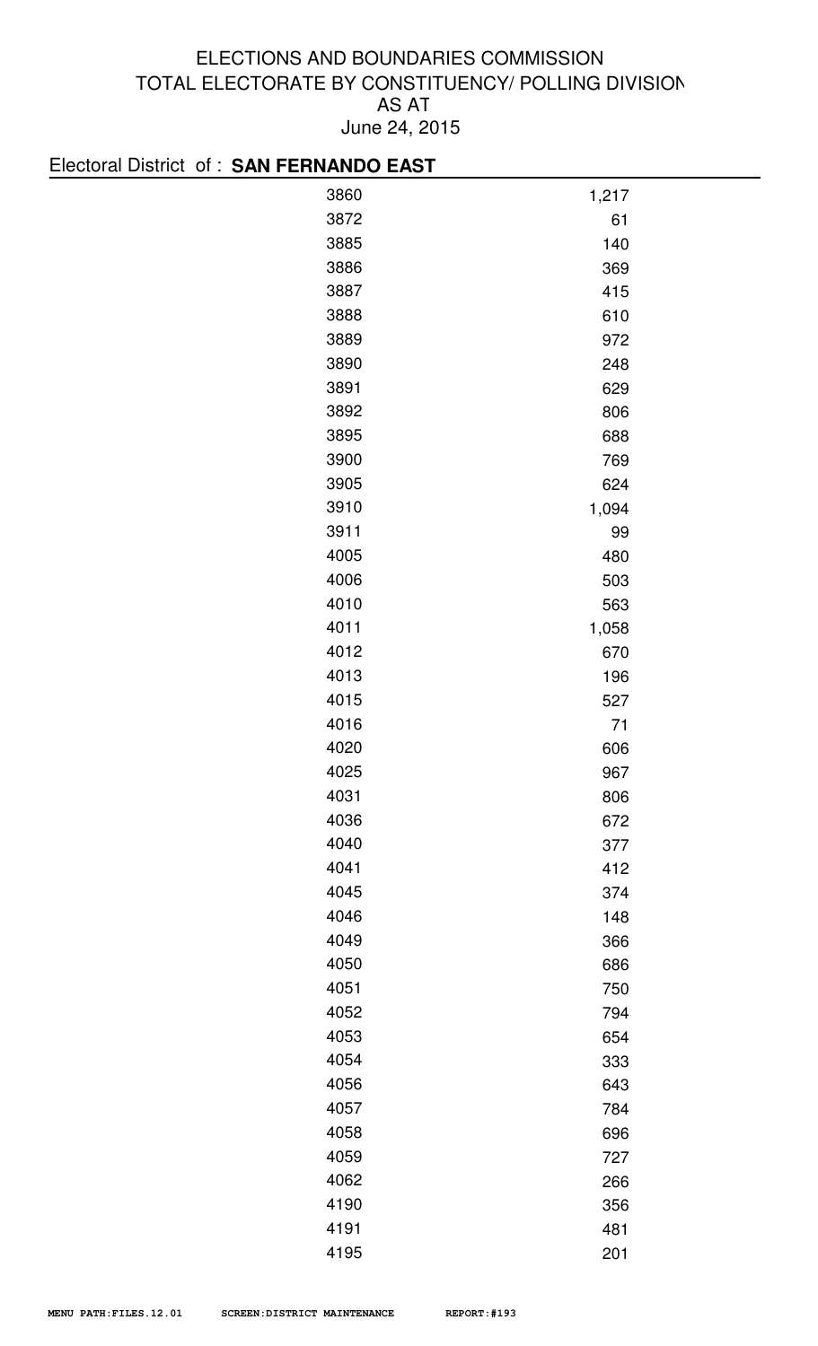ELECTIONS AND BOUNDARIES COMMISSION

TOTAL ELECTORATE BY CONSTITUENCY/ POLLING DIVISION

AS AT

June 24, 2015

Electoral District of : **SAN FERNANDO EAST**

| | |
|---|---|
| 3860 | 1,217 |
| 3872 | 61 |
| 3885 | 140 |
| 3886 | 369 |
| 3887 | 415 |
| 3888 | 610 |
| 3889 | 972 |
| 3890 | 248 |
| 3891 | 629 |
| 3892 | 806 |
| 3895 | 688 |
| 3900 | 769 |
| 3905 | 624 |
| 3910 | 1,094 |
| 3911 | 99 |
| 4005 | 480 |
| 4006 | 503 |
| 4010 | 563 |
| 4011 | 1,058 |
| 4012 | 670 |
| 4013 | 196 |
| 4015 | 527 |
| 4016 | 71 |
| 4020 | 606 |
| 4025 | 967 |
| 4031 | 806 |
| 4036 | 672 |
| 4040 | 377 |
| 4041 | 412 |
| 4045 | 374 |
| 4046 | 148 |
| 4049 | 366 |
| 4050 | 686 |
| 4051 | 750 |
| 4052 | 794 |
| 4053 | 654 |
| 4054 | 333 |
| 4056 | 643 |
| 4057 | 784 |
| 4058 | 696 |
| 4059 | 727 |
| 4062 | 266 |
| 4190 | 356 |
| 4191 | 481 |
| 4195 | 201 |

MENU PATH:FILES.12.01 SCREEN:DISTRICT MAINTENANCE REPORT:#193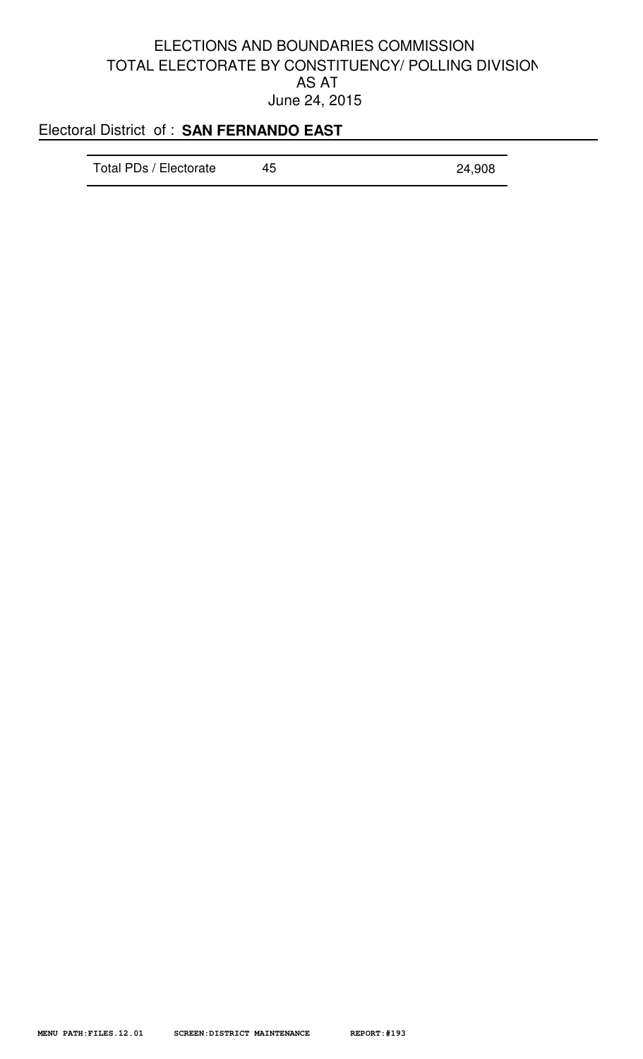# ELECTIONS AND BOUNDARIES COMMISSION
## TOTAL ELECTORATE BY CONSTITUENCY/ POLLING DIVISION
## AS AT
## June 24, 2015

Electoral District of : **SAN FERNANDO EAST**

| Total PDs / Electorate | 45 | 24,908 |
|---|---|---|

MENU PATH:FILES.12.01 SCREEN:DISTRICT MAINTENANCE REPORT:#193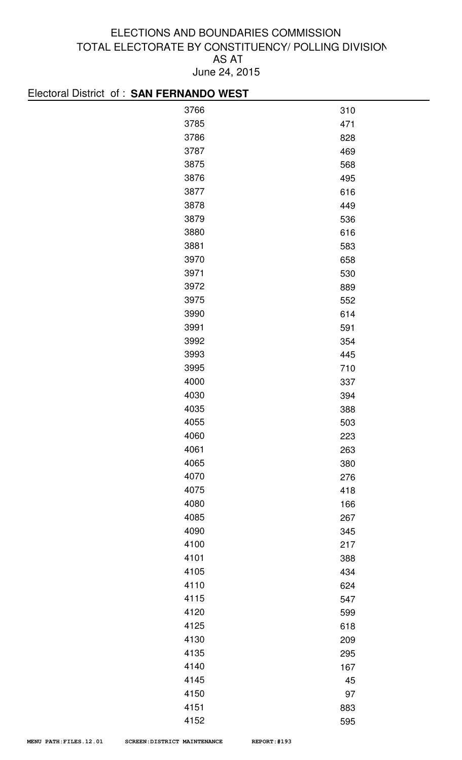ELECTIONS AND BOUNDARIES COMMISSION

TOTAL ELECTORATE BY CONSTITUENCY/ POLLING DIVISION

AS AT

June 24, 2015

Electoral District of : **SAN FERNANDO WEST**

| | |
|---|---|
| 3766 | 310 |
| 3785 | 471 |
| 3786 | 828 |
| 3787 | 469 |
| 3875 | 568 |
| 3876 | 495 |
| 3877 | 616 |
| 3878 | 449 |
| 3879 | 536 |
| 3880 | 616 |
| 3881 | 583 |
| 3970 | 658 |
| 3971 | 530 |
| 3972 | 889 |
| 3975 | 552 |
| 3990 | 614 |
| 3991 | 591 |
| 3992 | 354 |
| 3993 | 445 |
| 3995 | 710 |
| 4000 | 337 |
| 4030 | 394 |
| 4035 | 388 |
| 4055 | 503 |
| 4060 | 223 |
| 4061 | 263 |
| 4065 | 380 |
| 4070 | 276 |
| 4075 | 418 |
| 4080 | 166 |
| 4085 | 267 |
| 4090 | 345 |
| 4100 | 217 |
| 4101 | 388 |
| 4105 | 434 |
| 4110 | 624 |
| 4115 | 547 |
| 4120 | 599 |
| 4125 | 618 |
| 4130 | 209 |
| 4135 | 295 |
| 4140 | 167 |
| 4145 | 45 |
| 4150 | 97 |
| 4151 | 883 |
| 4152 | 595 |

MENU PATH:FILES.12.01 SCREEN:DISTRICT MAINTENANCE REPORT:#193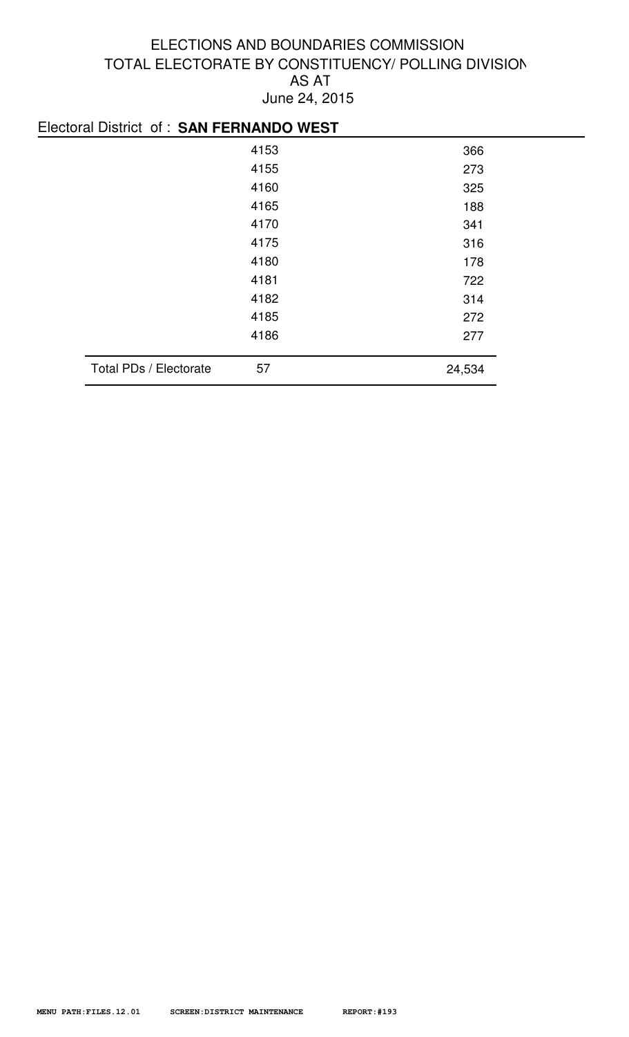# ELECTIONS AND BOUNDARIES COMMISSION
## TOTAL ELECTORATE BY CONSTITUENCY/ POLLING DIVISION
## AS AT
## June 24, 2015

Electoral District of : **SAN FERNANDO WEST**

| | Polling Division | Electorate |
|---|---|---|
| | 4153 | 366 |
| | 4155 | 273 |
| | 4160 | 325 |
| | 4165 | 188 |
| | 4170 | 341 |
| | 4175 | 316 |
| | 4180 | 178 |
| | 4181 | 722 |
| | 4182 | 314 |
| | 4185 | 272 |
| | 4186 | 277 |
| Total PDs / Electorate | 57 | 24,534 |

MENU PATH:FILES.12.01 SCREEN:DISTRICT MAINTENANCE REPORT:#193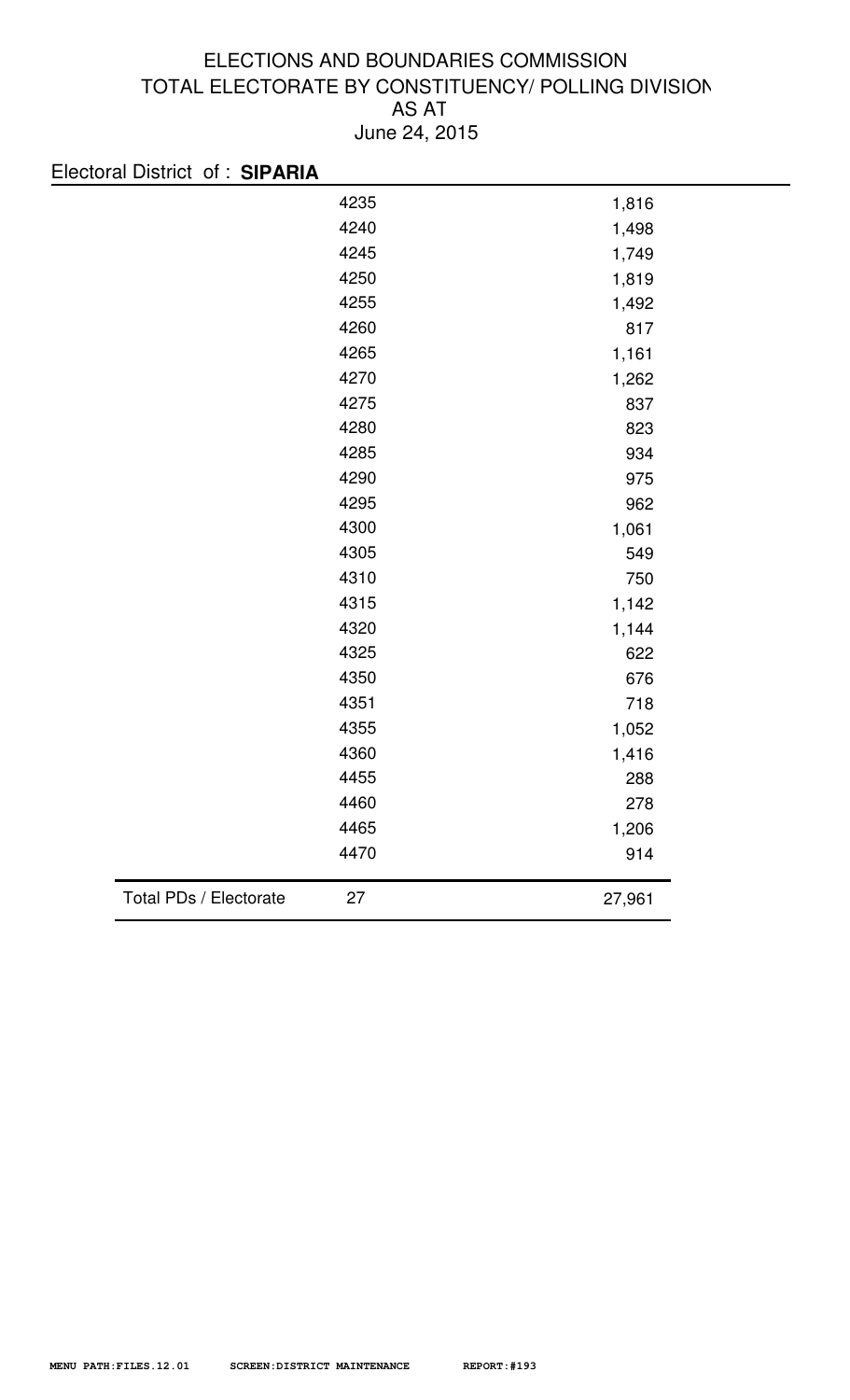# ELECTIONS AND BOUNDARIES COMMISSION
## TOTAL ELECTORATE BY CONSTITUENCY/ POLLING DIVISION
### AS AT
### June 24, 2015

Electoral District of : **SIPARIA**

| | Polling Division | Electorate |
|---|---|---|
| | 4235 | 1,816 |
| | 4240 | 1,498 |
| | 4245 | 1,749 |
| | 4250 | 1,819 |
| | 4255 | 1,492 |
| | 4260 | 817 |
| | 4265 | 1,161 |
| | 4270 | 1,262 |
| | 4275 | 837 |
| | 4280 | 823 |
| | 4285 | 934 |
| | 4290 | 975 |
| | 4295 | 962 |
| | 4300 | 1,061 |
| | 4305 | 549 |
| | 4310 | 750 |
| | 4315 | 1,142 |
| | 4320 | 1,144 |
| | 4325 | 622 |
| | 4350 | 676 |
| | 4351 | 718 |
| | 4355 | 1,052 |
| | 4360 | 1,416 |
| | 4455 | 288 |
| | 4460 | 278 |
| | 4465 | 1,206 |
| | 4470 | 914 |
| Total PDs / Electorate | 27 | 27,961 |

MENU PATH:FILES.12.01 SCREEN:DISTRICT MAINTENANCE REPORT:#193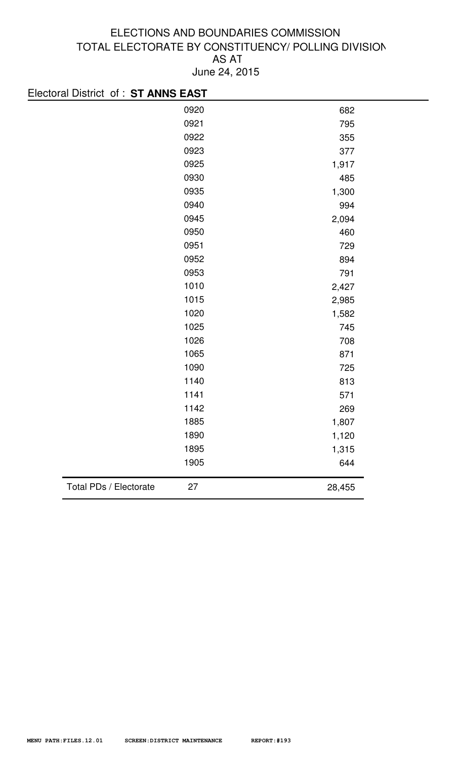# ELECTIONS AND BOUNDARIES COMMISSION
## TOTAL ELECTORATE BY CONSTITUENCY/ POLLING DIVISION
## AS AT
## June 24, 2015

Electoral District of : **ST ANNS EAST**

| | Polling Division | Electorate |
|---|---|---|
| | 0920 | 682 |
| | 0921 | 795 |
| | 0922 | 355 |
| | 0923 | 377 |
| | 0925 | 1,917 |
| | 0930 | 485 |
| | 0935 | 1,300 |
| | 0940 | 994 |
| | 0945 | 2,094 |
| | 0950 | 460 |
| | 0951 | 729 |
| | 0952 | 894 |
| | 0953 | 791 |
| | 1010 | 2,427 |
| | 1015 | 2,985 |
| | 1020 | 1,582 |
| | 1025 | 745 |
| | 1026 | 708 |
| | 1065 | 871 |
| | 1090 | 725 |
| | 1140 | 813 |
| | 1141 | 571 |
| | 1142 | 269 |
| | 1885 | 1,807 |
| | 1890 | 1,120 |
| | 1895 | 1,315 |
| | 1905 | 644 |
| Total PDs / Electorate | 27 | 28,455 |

MENU PATH:FILES.12.01 SCREEN:DISTRICT MAINTENANCE REPORT:#193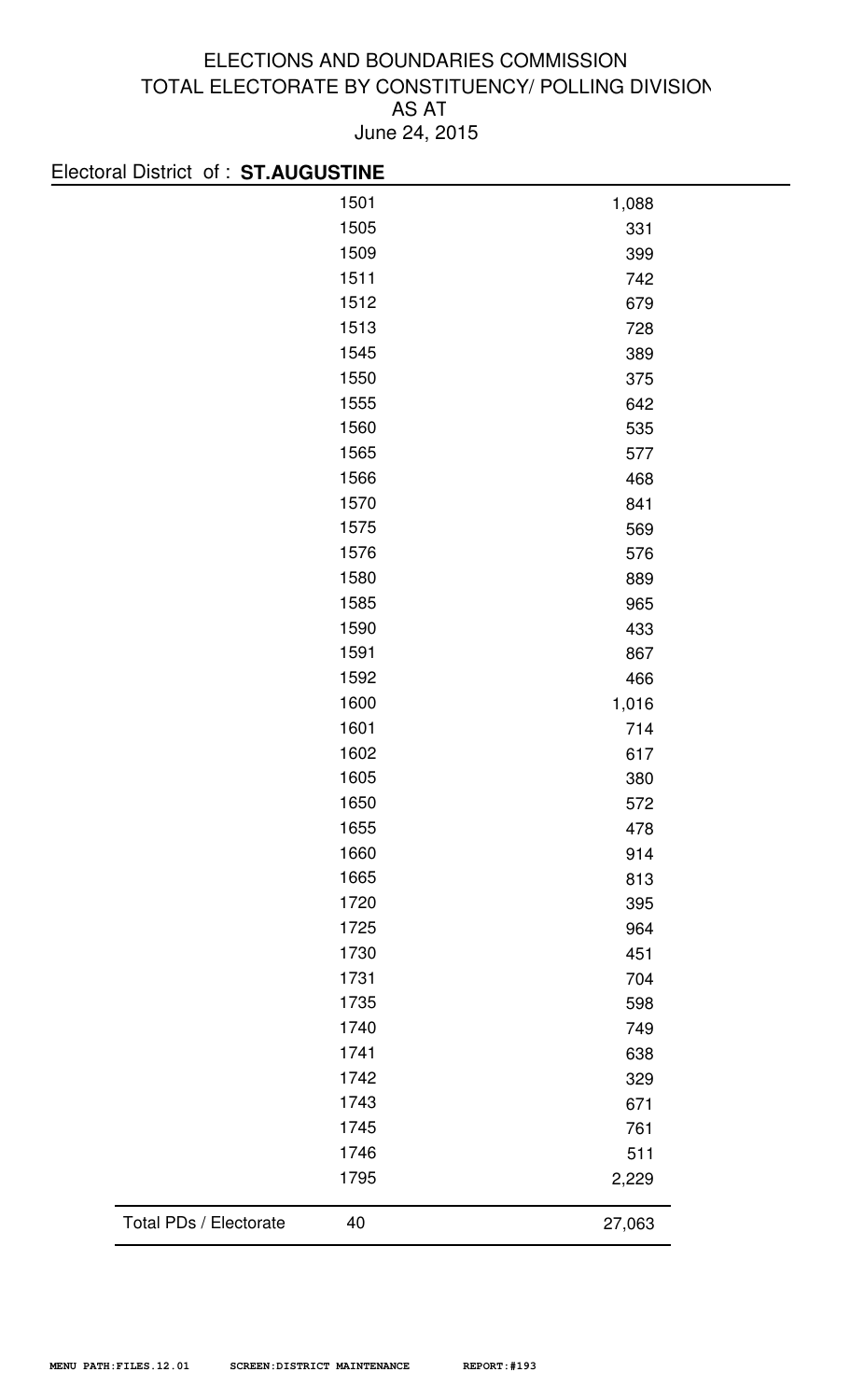# ELECTIONS AND BOUNDARIES COMMISSION
## TOTAL ELECTORATE BY CONSTITUENCY/ POLLING DIVISION
## AS AT
## June 24, 2015

Electoral District of : **ST.AUGUSTINE**

| | Polling Division | Electorate |
|---|---|---|
| | 1501 | 1,088 |
| | 1505 | 331 |
| | 1509 | 399 |
| | 1511 | 742 |
| | 1512 | 679 |
| | 1513 | 728 |
| | 1545 | 389 |
| | 1550 | 375 |
| | 1555 | 642 |
| | 1560 | 535 |
| | 1565 | 577 |
| | 1566 | 468 |
| | 1570 | 841 |
| | 1575 | 569 |
| | 1576 | 576 |
| | 1580 | 889 |
| | 1585 | 965 |
| | 1590 | 433 |
| | 1591 | 867 |
| | 1592 | 466 |
| | 1600 | 1,016 |
| | 1601 | 714 |
| | 1602 | 617 |
| | 1605 | 380 |
| | 1650 | 572 |
| | 1655 | 478 |
| | 1660 | 914 |
| | 1665 | 813 |
| | 1720 | 395 |
| | 1725 | 964 |
| | 1730 | 451 |
| | 1731 | 704 |
| | 1735 | 598 |
| | 1740 | 749 |
| | 1741 | 638 |
| | 1742 | 329 |
| | 1743 | 671 |
| | 1745 | 761 |
| | 1746 | 511 |
| | 1795 | 2,229 |
| Total PDs / Electorate | 40 | 27,063 |

MENU PATH:FILES.12.01 SCREEN:DISTRICT MAINTENANCE REPORT:#193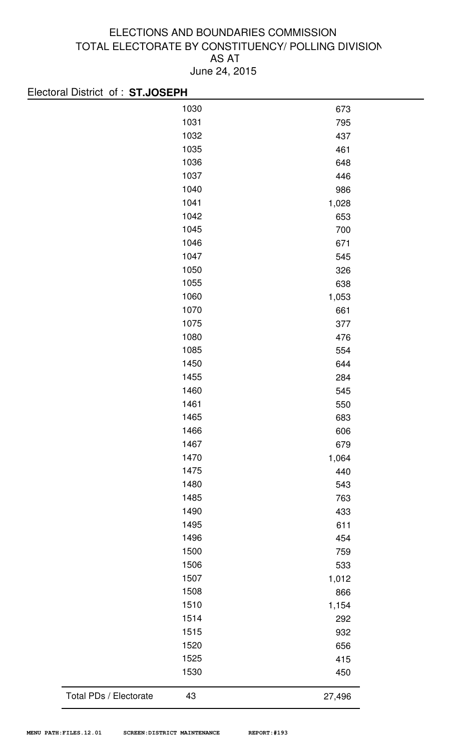ELECTIONS AND BOUNDARIES COMMISSION
TOTAL ELECTORATE BY CONSTITUENCY/ POLLING DIVISION
AS AT
June 24, 2015

Electoral District of : **ST.JOSEPH**

| | Polling Division | Electorate |
|---|---|---|
| | 1030 | 673 |
| | 1031 | 795 |
| | 1032 | 437 |
| | 1035 | 461 |
| | 1036 | 648 |
| | 1037 | 446 |
| | 1040 | 986 |
| | 1041 | 1,028 |
| | 1042 | 653 |
| | 1045 | 700 |
| | 1046 | 671 |
| | 1047 | 545 |
| | 1050 | 326 |
| | 1055 | 638 |
| | 1060 | 1,053 |
| | 1070 | 661 |
| | 1075 | 377 |
| | 1080 | 476 |
| | 1085 | 554 |
| | 1450 | 644 |
| | 1455 | 284 |
| | 1460 | 545 |
| | 1461 | 550 |
| | 1465 | 683 |
| | 1466 | 606 |
| | 1467 | 679 |
| | 1470 | 1,064 |
| | 1475 | 440 |
| | 1480 | 543 |
| | 1485 | 763 |
| | 1490 | 433 |
| | 1495 | 611 |
| | 1496 | 454 |
| | 1500 | 759 |
| | 1506 | 533 |
| | 1507 | 1,012 |
| | 1508 | 866 |
| | 1510 | 1,154 |
| | 1514 | 292 |
| | 1515 | 932 |
| | 1520 | 656 |
| | 1525 | 415 |
| | 1530 | 450 |
| Total PDs / Electorate | 43 | 27,496 |

MENU PATH:FILES.12.01 SCREEN:DISTRICT MAINTENANCE REPORT:#193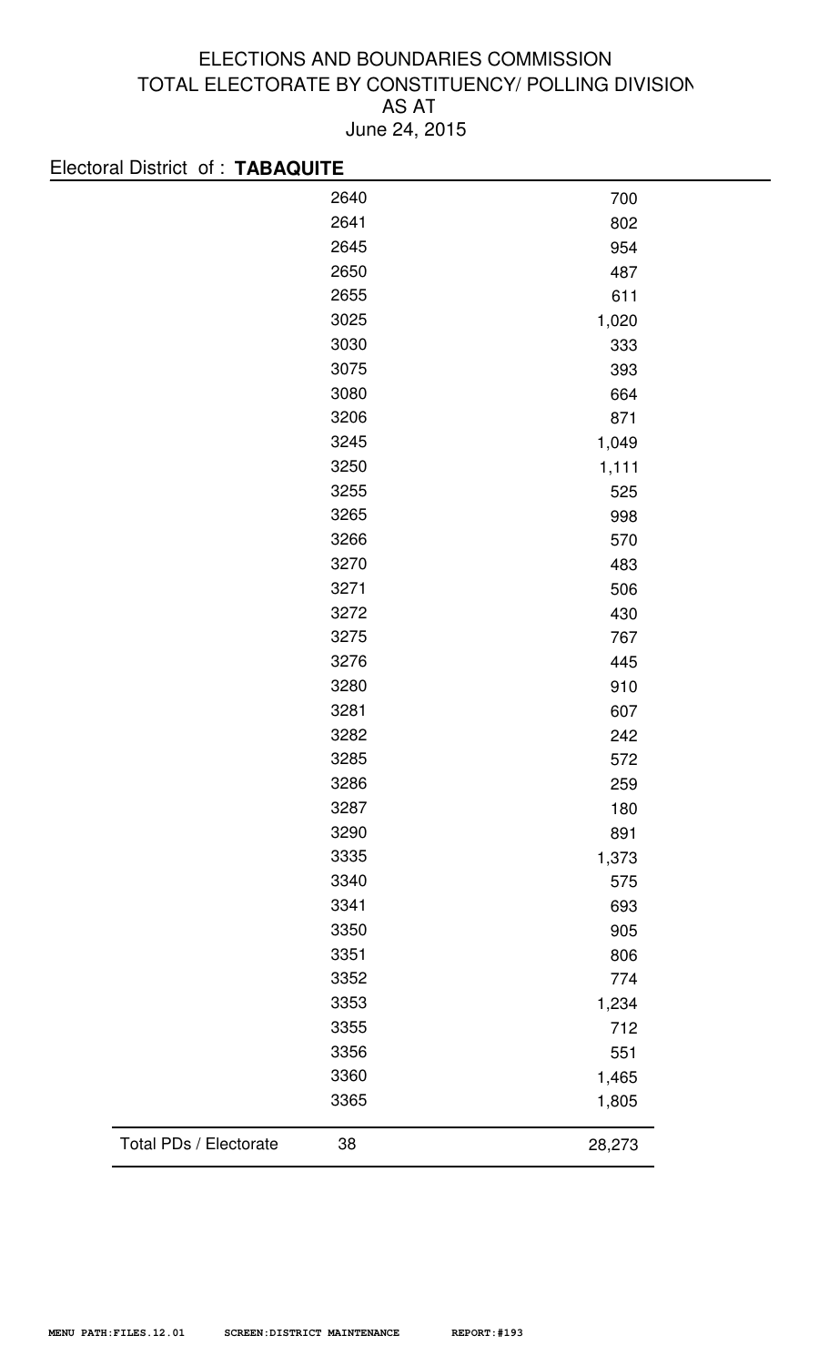# ELECTIONS AND BOUNDARIES COMMISSION
## TOTAL ELECTORATE BY CONSTITUENCY/ POLLING DIVISION
## AS AT
## June 24, 2015

Electoral District of : **TABAQUITE**

| | Polling Division | Electorate |
|---|---|---|
| | 2640 | 700 |
| | 2641 | 802 |
| | 2645 | 954 |
| | 2650 | 487 |
| | 2655 | 611 |
| | 3025 | 1,020 |
| | 3030 | 333 |
| | 3075 | 393 |
| | 3080 | 664 |
| | 3206 | 871 |
| | 3245 | 1,049 |
| | 3250 | 1,111 |
| | 3255 | 525 |
| | 3265 | 998 |
| | 3266 | 570 |
| | 3270 | 483 |
| | 3271 | 506 |
| | 3272 | 430 |
| | 3275 | 767 |
| | 3276 | 445 |
| | 3280 | 910 |
| | 3281 | 607 |
| | 3282 | 242 |
| | 3285 | 572 |
| | 3286 | 259 |
| | 3287 | 180 |
| | 3290 | 891 |
| | 3335 | 1,373 |
| | 3340 | 575 |
| | 3341 | 693 |
| | 3350 | 905 |
| | 3351 | 806 |
| | 3352 | 774 |
| | 3353 | 1,234 |
| | 3355 | 712 |
| | 3356 | 551 |
| | 3360 | 1,465 |
| | 3365 | 1,805 |
| Total PDs / Electorate | 38 | 28,273 |

MENU PATH:FILES.12.01 SCREEN:DISTRICT MAINTENANCE REPORT:#193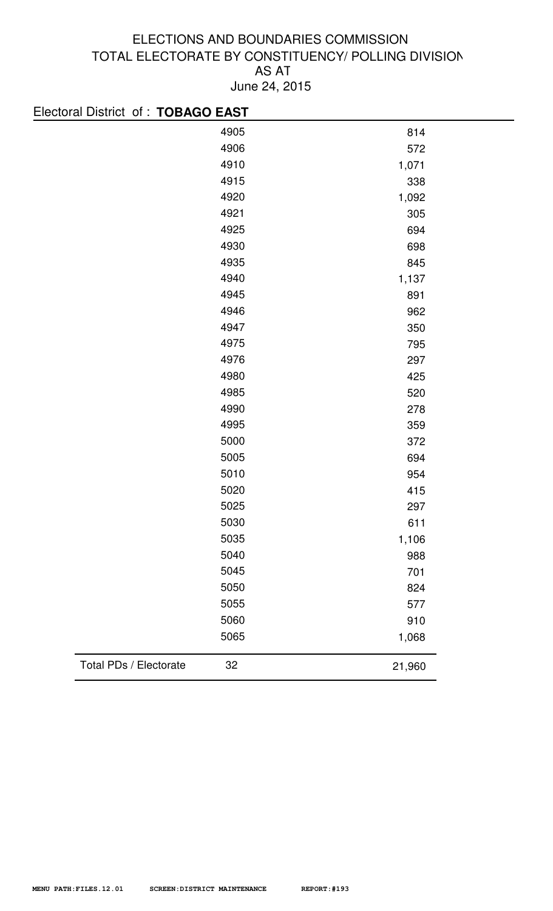# ELECTIONS AND BOUNDARIES COMMISSION
## TOTAL ELECTORATE BY CONSTITUENCY/ POLLING DIVISION
## AS AT
## June 24, 2015

Electoral District of : **TOBAGO EAST**

| | Polling Division | Electorate |
|---|---|---|
| | 4905 | 814 |
| | 4906 | 572 |
| | 4910 | 1,071 |
| | 4915 | 338 |
| | 4920 | 1,092 |
| | 4921 | 305 |
| | 4925 | 694 |
| | 4930 | 698 |
| | 4935 | 845 |
| | 4940 | 1,137 |
| | 4945 | 891 |
| | 4946 | 962 |
| | 4947 | 350 |
| | 4975 | 795 |
| | 4976 | 297 |
| | 4980 | 425 |
| | 4985 | 520 |
| | 4990 | 278 |
| | 4995 | 359 |
| | 5000 | 372 |
| | 5005 | 694 |
| | 5010 | 954 |
| | 5020 | 415 |
| | 5025 | 297 |
| | 5030 | 611 |
| | 5035 | 1,106 |
| | 5040 | 988 |
| | 5045 | 701 |
| | 5050 | 824 |
| | 5055 | 577 |
| | 5060 | 910 |
| | 5065 | 1,068 |
| Total PDs / Electorate | 32 | 21,960 |

MENU PATH:FILES.12.01 SCREEN:DISTRICT MAINTENANCE REPORT:#193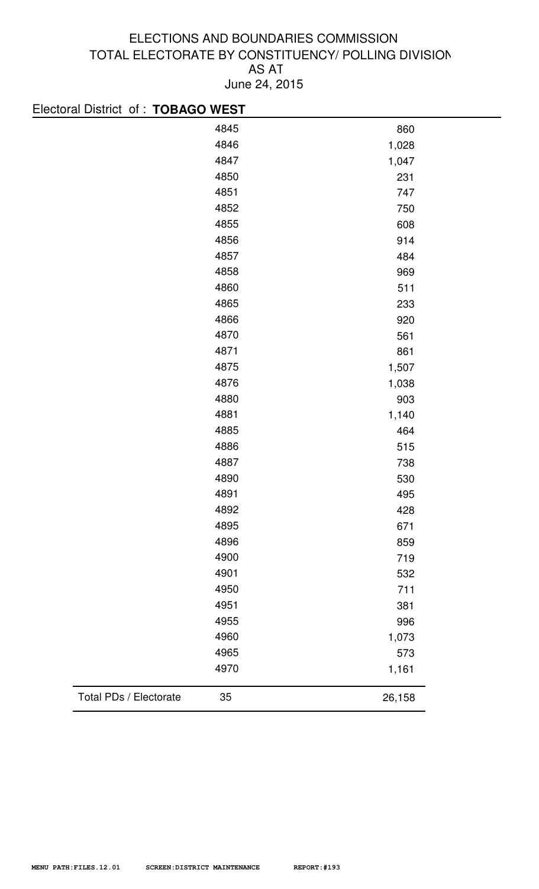# ELECTIONS AND BOUNDARIES COMMISSION
## TOTAL ELECTORATE BY CONSTITUENCY/ POLLING DIVISION
## AS AT
## June 24, 2015

Electoral District of : **TOBAGO WEST**

| | Polling Division | Electorate |
|---|---|---|
| | 4845 | 860 |
| | 4846 | 1,028 |
| | 4847 | 1,047 |
| | 4850 | 231 |
| | 4851 | 747 |
| | 4852 | 750 |
| | 4855 | 608 |
| | 4856 | 914 |
| | 4857 | 484 |
| | 4858 | 969 |
| | 4860 | 511 |
| | 4865 | 233 |
| | 4866 | 920 |
| | 4870 | 561 |
| | 4871 | 861 |
| | 4875 | 1,507 |
| | 4876 | 1,038 |
| | 4880 | 903 |
| | 4881 | 1,140 |
| | 4885 | 464 |
| | 4886 | 515 |
| | 4887 | 738 |
| | 4890 | 530 |
| | 4891 | 495 |
| | 4892 | 428 |
| | 4895 | 671 |
| | 4896 | 859 |
| | 4900 | 719 |
| | 4901 | 532 |
| | 4950 | 711 |
| | 4951 | 381 |
| | 4955 | 996 |
| | 4960 | 1,073 |
| | 4965 | 573 |
| | 4970 | 1,161 |
| Total PDs / Electorate | 35 | 26,158 |

MENU PATH:FILES.12.01 SCREEN:DISTRICT MAINTENANCE REPORT:#193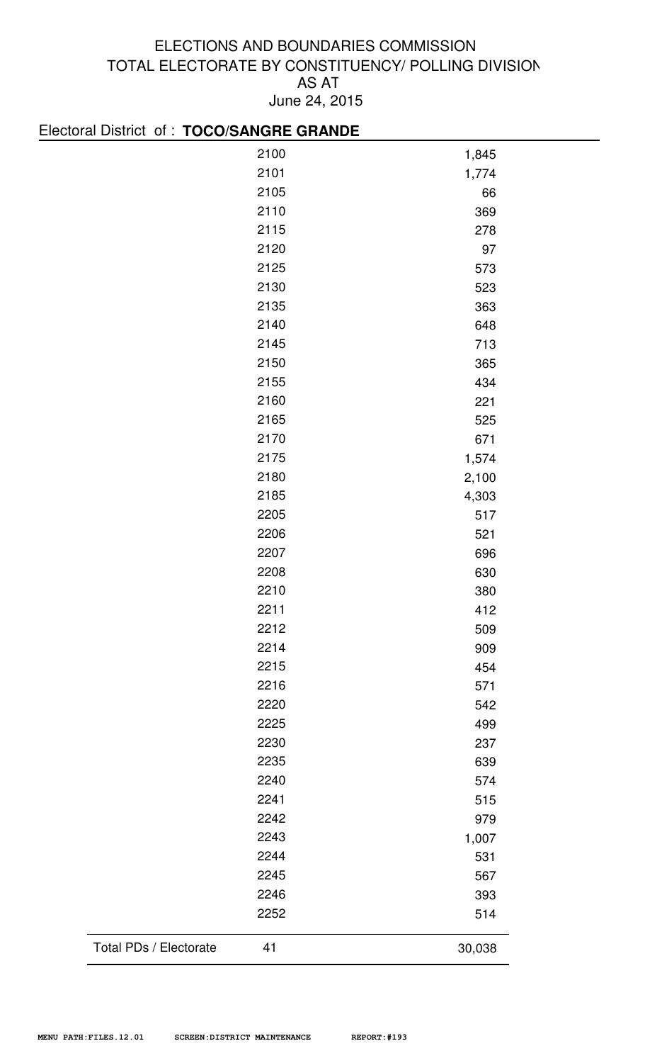ELECTIONS AND BOUNDARIES COMMISSION
TOTAL ELECTORATE BY CONSTITUENCY/ POLLING DIVISION
AS AT
June 24, 2015

Electoral District of : **TOCO/SANGRE GRANDE**

| | Polling Division | Electorate |
|---|---|---|
| | 2100 | 1,845 |
| | 2101 | 1,774 |
| | 2105 | 66 |
| | 2110 | 369 |
| | 2115 | 278 |
| | 2120 | 97 |
| | 2125 | 573 |
| | 2130 | 523 |
| | 2135 | 363 |
| | 2140 | 648 |
| | 2145 | 713 |
| | 2150 | 365 |
| | 2155 | 434 |
| | 2160 | 221 |
| | 2165 | 525 |
| | 2170 | 671 |
| | 2175 | 1,574 |
| | 2180 | 2,100 |
| | 2185 | 4,303 |
| | 2205 | 517 |
| | 2206 | 521 |
| | 2207 | 696 |
| | 2208 | 630 |
| | 2210 | 380 |
| | 2211 | 412 |
| | 2212 | 509 |
| | 2214 | 909 |
| | 2215 | 454 |
| | 2216 | 571 |
| | 2220 | 542 |
| | 2225 | 499 |
| | 2230 | 237 |
| | 2235 | 639 |
| | 2240 | 574 |
| | 2241 | 515 |
| | 2242 | 979 |
| | 2243 | 1,007 |
| | 2244 | 531 |
| | 2245 | 567 |
| | 2246 | 393 |
| | 2252 | 514 |
| Total PDs / Electorate | 41 | 30,038 |

MENU PATH:FILES.12.01 SCREEN:DISTRICT MAINTENANCE REPORT:#193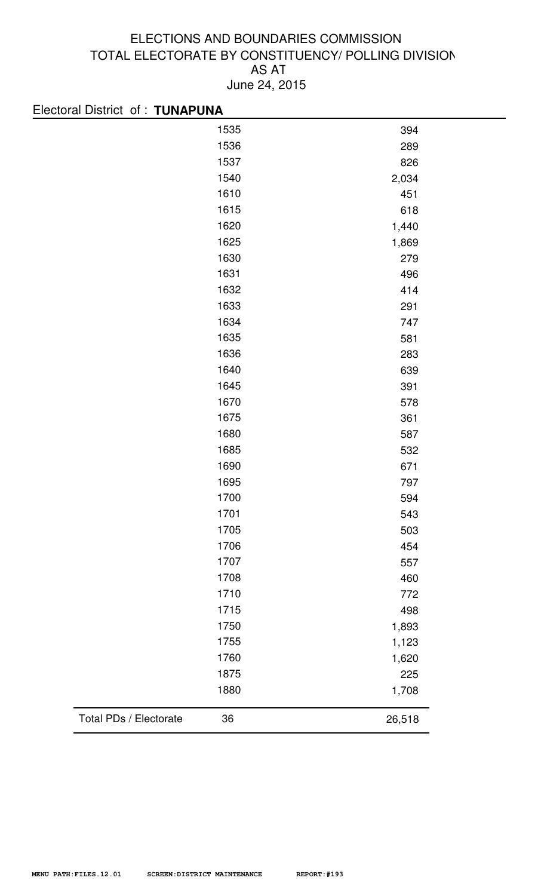# ELECTIONS AND BOUNDARIES COMMISSION
## TOTAL ELECTORATE BY CONSTITUENCY/ POLLING DIVISION
## AS AT
## June 24, 2015

Electoral District of : **TUNAPUNA**

| | Polling Division | Electorate |
|---|---|---|
| | 1535 | 394 |
| | 1536 | 289 |
| | 1537 | 826 |
| | 1540 | 2,034 |
| | 1610 | 451 |
| | 1615 | 618 |
| | 1620 | 1,440 |
| | 1625 | 1,869 |
| | 1630 | 279 |
| | 1631 | 496 |
| | 1632 | 414 |
| | 1633 | 291 |
| | 1634 | 747 |
| | 1635 | 581 |
| | 1636 | 283 |
| | 1640 | 639 |
| | 1645 | 391 |
| | 1670 | 578 |
| | 1675 | 361 |
| | 1680 | 587 |
| | 1685 | 532 |
| | 1690 | 671 |
| | 1695 | 797 |
| | 1700 | 594 |
| | 1701 | 543 |
| | 1705 | 503 |
| | 1706 | 454 |
| | 1707 | 557 |
| | 1708 | 460 |
| | 1710 | 772 |
| | 1715 | 498 |
| | 1750 | 1,893 |
| | 1755 | 1,123 |
| | 1760 | 1,620 |
| | 1875 | 225 |
| | 1880 | 1,708 |
| Total PDs / Electorate | 36 | 26,518 |

MENU PATH:FILES.12.01 SCREEN:DISTRICT MAINTENANCE REPORT:#193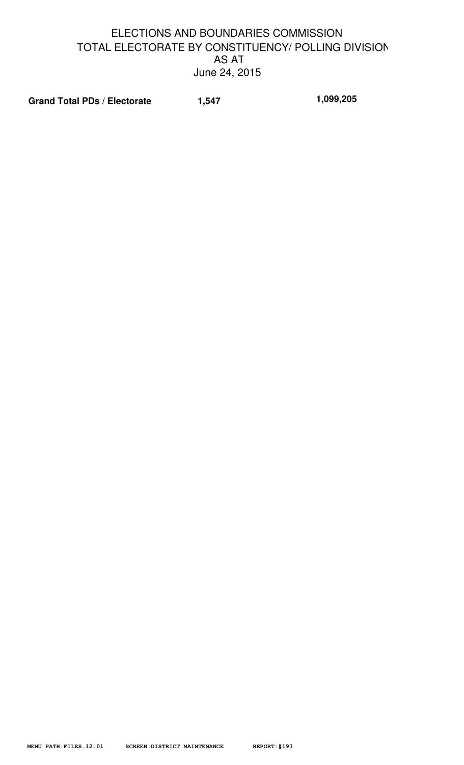**Grand Total PDs / Electorate** **1,547** **1,099,205**